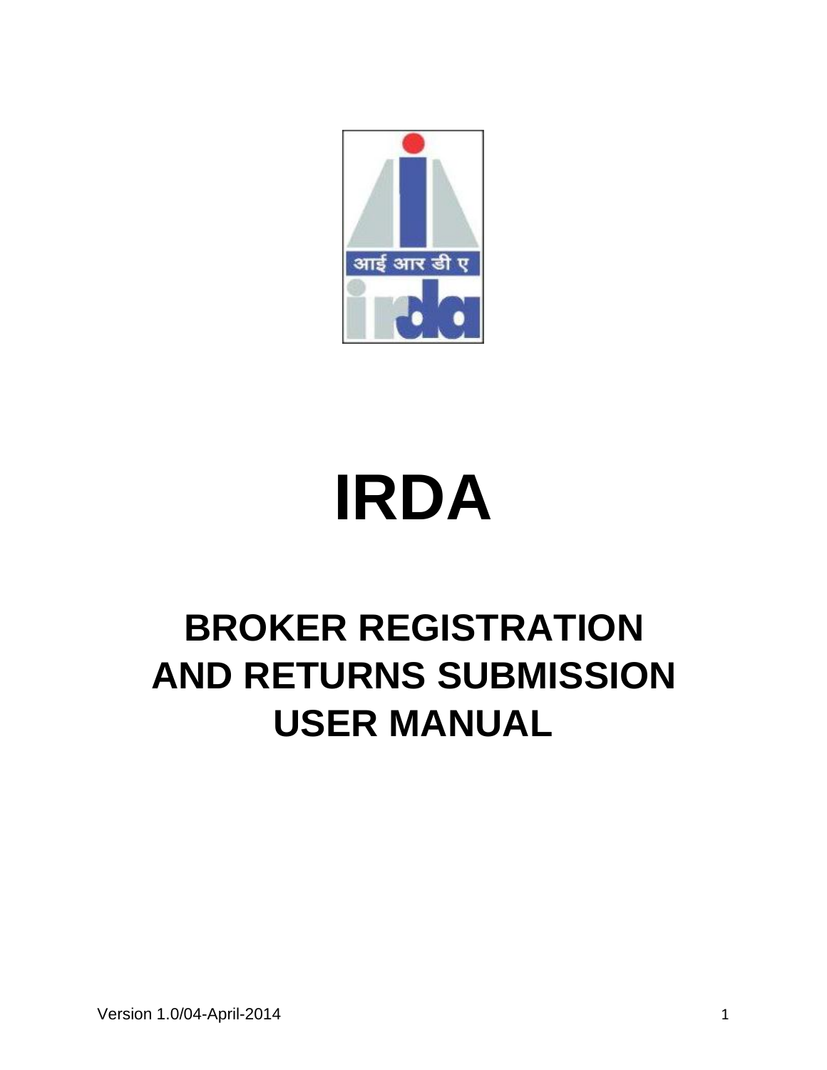# IRDA

## BROKER REGISTRATION AND RETURNS SUBMISSION USER MANUAL

Version 1.0/04-April-2014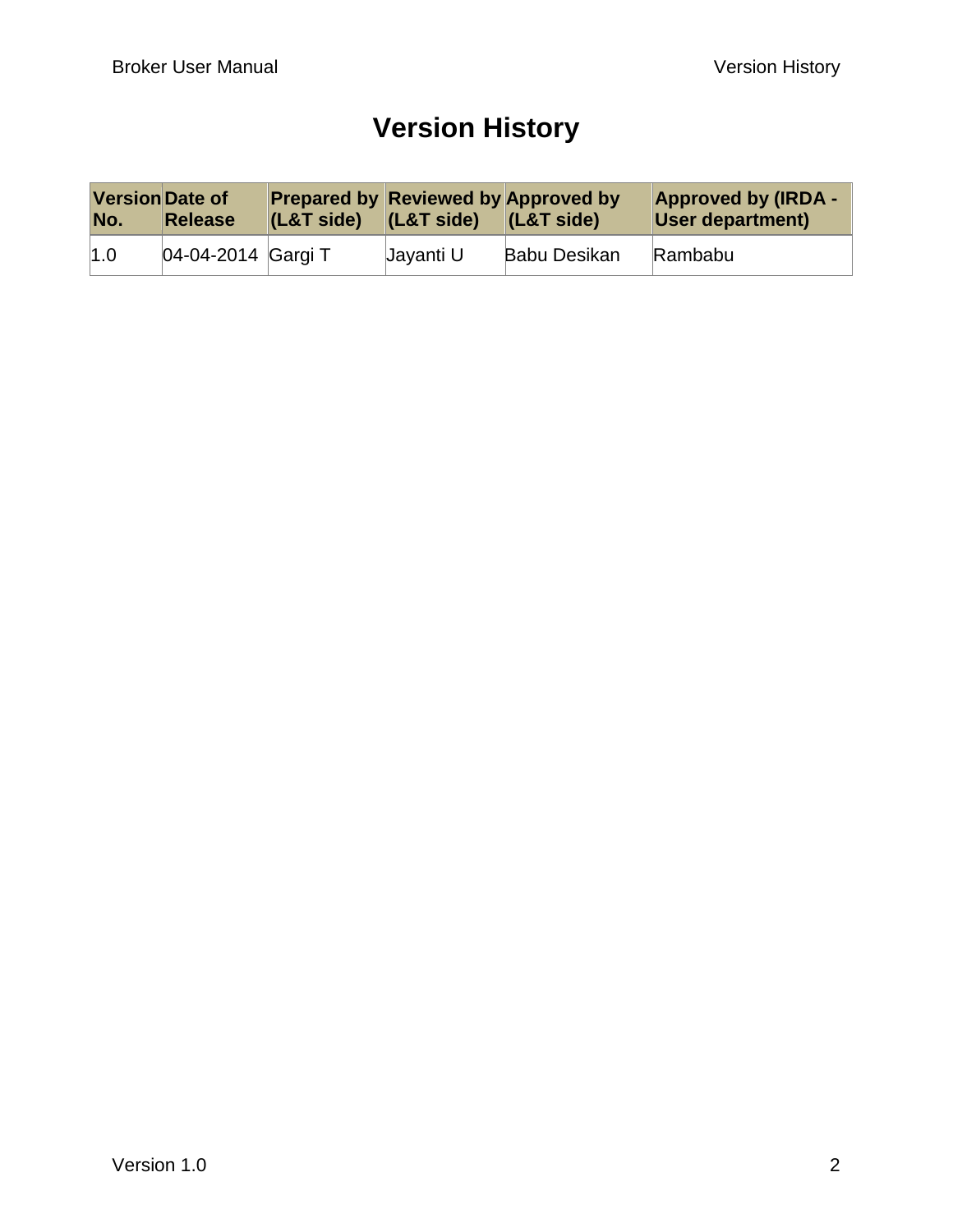# Version History

| Version No. | Date of Release | Prepared by (L&T side) | Reviewed by (L&T side) | Approved by (L&T side) | Approved by (IRDA - User department) |
|---|---|---|---|---|---|
| 1.0 | 04-04-2014 | Gargi T | Jayanti U | Babu Desikan | Rambabu |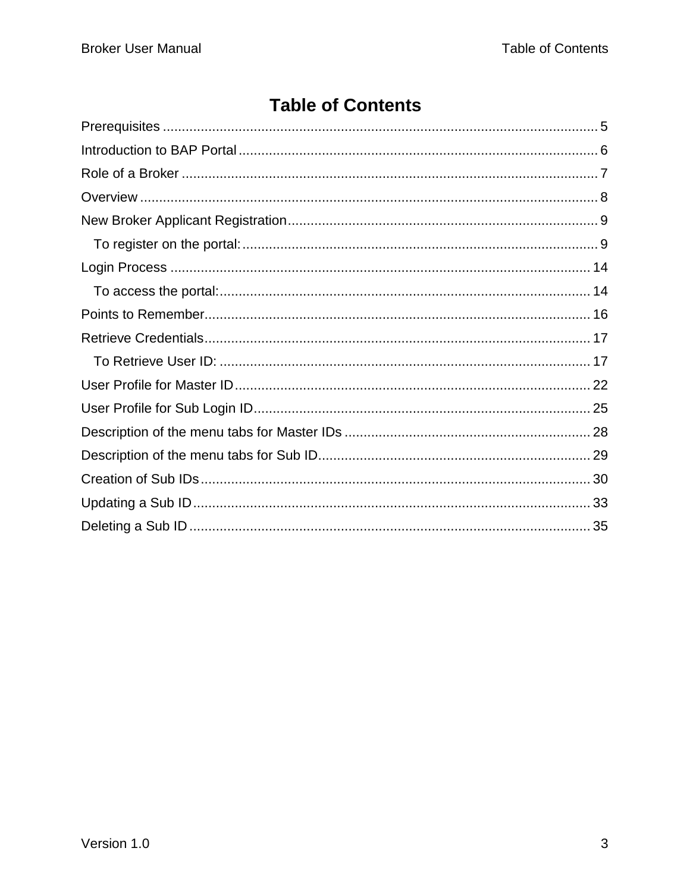# Table of Contents

- Prerequisites ..... 5
- Introduction to BAP Portal ..... 6
- Role of a Broker ..... 7
- Overview ..... 8
- New Broker Applicant Registration ..... 9
  - To register on the portal: ..... 9
- Login Process ..... 14
  - To access the portal: ..... 14
- Points to Remember ..... 16
- Retrieve Credentials ..... 17
  - To Retrieve User ID: ..... 17
- User Profile for Master ID ..... 22
- User Profile for Sub Login ID ..... 25
- Description of the menu tabs for Master IDs ..... 28
- Description of the menu tabs for Sub ID ..... 29
- Creation of Sub IDs ..... 30
- Updating a Sub ID ..... 33
- Deleting a Sub ID ..... 35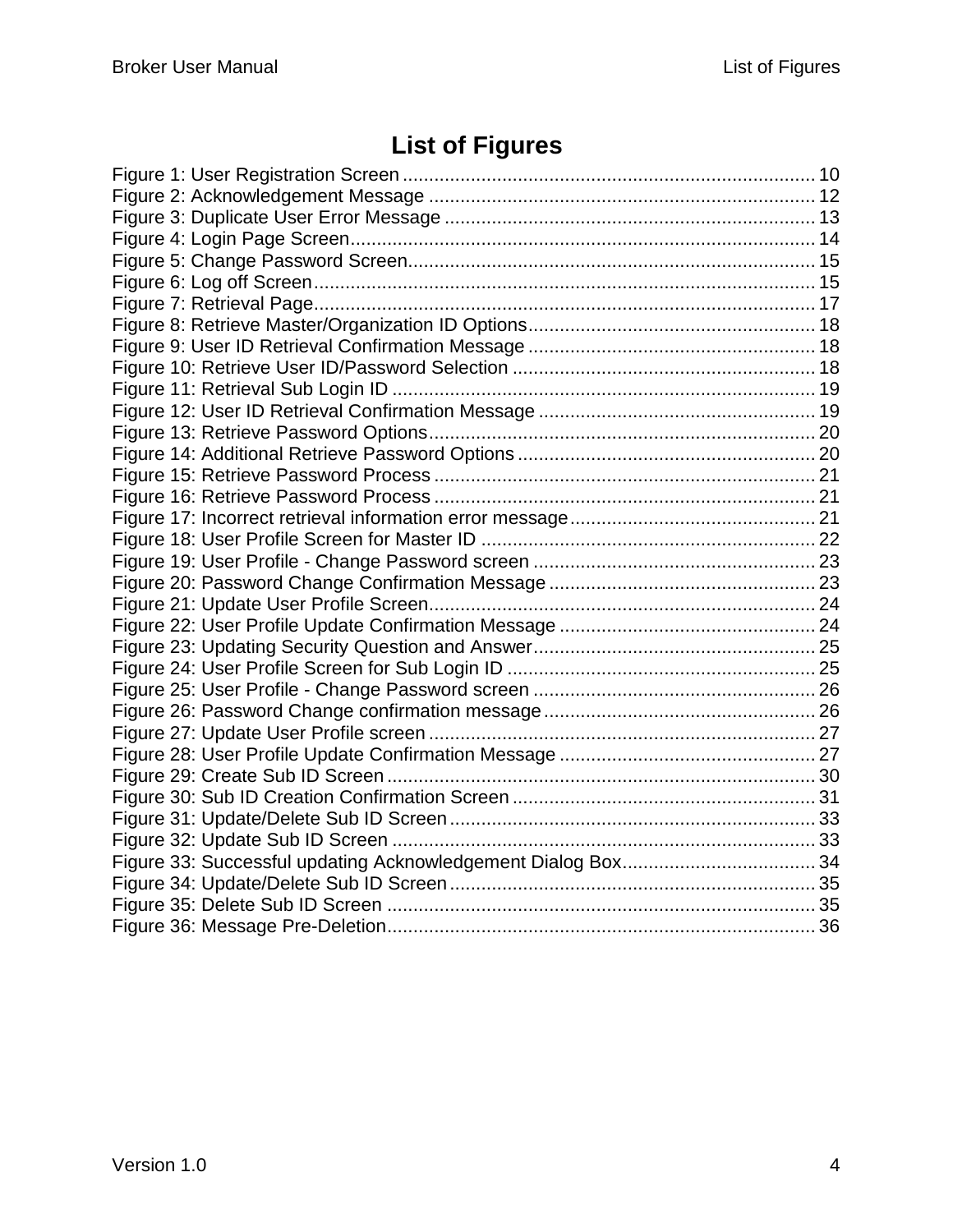# List of Figures

Figure 1: User Registration Screen ..... 10
Figure 2: Acknowledgement Message ..... 12
Figure 3: Duplicate User Error Message ..... 13
Figure 4: Login Page Screen ..... 14
Figure 5: Change Password Screen ..... 15
Figure 6: Log off Screen ..... 15
Figure 7: Retrieval Page ..... 17
Figure 8: Retrieve Master/Organization ID Options ..... 18
Figure 9: User ID Retrieval Confirmation Message ..... 18
Figure 10: Retrieve User ID/Password Selection ..... 18
Figure 11: Retrieval Sub Login ID ..... 19
Figure 12: User ID Retrieval Confirmation Message ..... 19
Figure 13: Retrieve Password Options ..... 20
Figure 14: Additional Retrieve Password Options ..... 20
Figure 15: Retrieve Password Process ..... 21
Figure 16: Retrieve Password Process ..... 21
Figure 17: Incorrect retrieval information error message ..... 21
Figure 18: User Profile Screen for Master ID ..... 22
Figure 19: User Profile - Change Password screen ..... 23
Figure 20: Password Change Confirmation Message ..... 23
Figure 21: Update User Profile Screen ..... 24
Figure 22: User Profile Update Confirmation Message ..... 24
Figure 23: Updating Security Question and Answer ..... 25
Figure 24: User Profile Screen for Sub Login ID ..... 25
Figure 25: User Profile - Change Password screen ..... 26
Figure 26: Password Change confirmation message ..... 26
Figure 27: Update User Profile screen ..... 27
Figure 28: User Profile Update Confirmation Message ..... 27
Figure 29: Create Sub ID Screen ..... 30
Figure 30: Sub ID Creation Confirmation Screen ..... 31
Figure 31: Update/Delete Sub ID Screen ..... 33
Figure 32: Update Sub ID Screen ..... 33
Figure 33: Successful updating Acknowledgement Dialog Box ..... 34
Figure 34: Update/Delete Sub ID Screen ..... 35
Figure 35: Delete Sub ID Screen ..... 35
Figure 36: Message Pre-Deletion ..... 36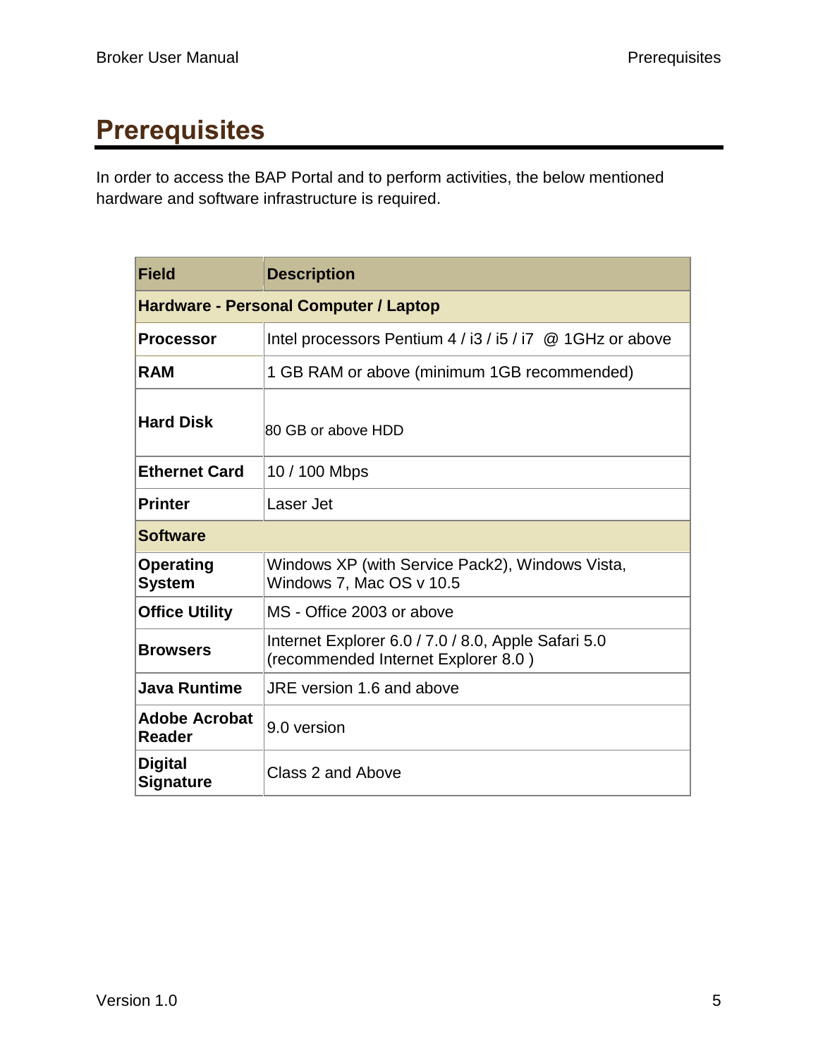# Prerequisites

In order to access the BAP Portal and to perform activities, the below mentioned hardware and software infrastructure is required.

| Field | Description |
|---|---|
| **Hardware - Personal Computer / Laptop** | |
| **Processor** | Intel processors Pentium 4 / i3 / i5 / i7 @ 1GHz or above |
| **RAM** | 1 GB RAM or above (minimum 1GB recommended) |
| **Hard Disk** | 80 GB or above HDD |
| **Ethernet Card** | 10 / 100 Mbps |
| **Printer** | Laser Jet |
| **Software** | |
| **Operating System** | Windows XP (with Service Pack2), Windows Vista, Windows 7, Mac OS v 10.5 |
| **Office Utility** | MS - Office 2003 or above |
| **Browsers** | Internet Explorer 6.0 / 7.0 / 8.0, Apple Safari 5.0 (recommended Internet Explorer 8.0 ) |
| **Java Runtime** | JRE version 1.6 and above |
| **Adobe Acrobat Reader** | 9.0 version |
| **Digital Signature** | Class 2 and Above |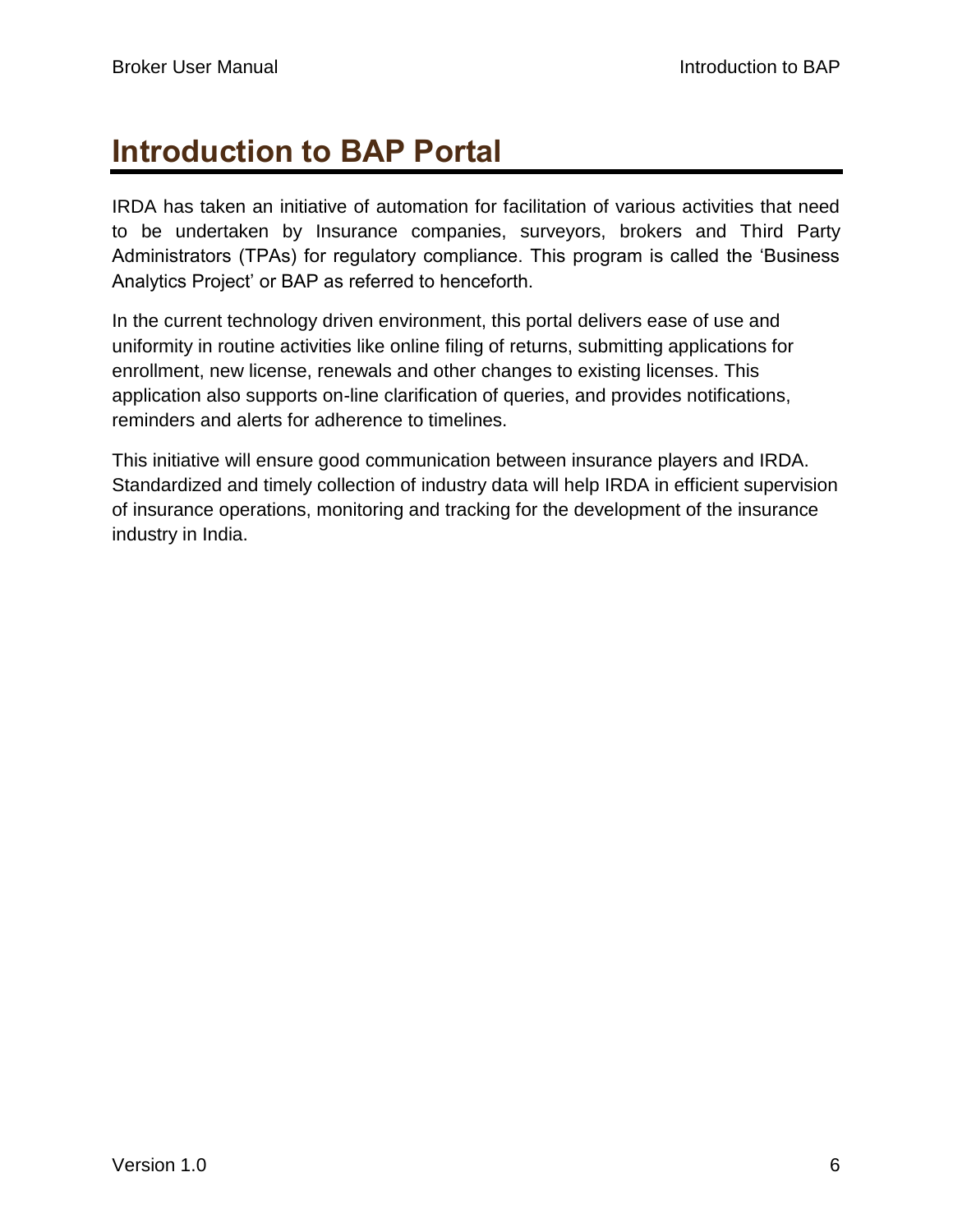# Introduction to BAP Portal

IRDA has taken an initiative of automation for facilitation of various activities that need to be undertaken by Insurance companies, surveyors, brokers and Third Party Administrators (TPAs) for regulatory compliance. This program is called the 'Business Analytics Project' or BAP as referred to henceforth.

In the current technology driven environment, this portal delivers ease of use and uniformity in routine activities like online filing of returns, submitting applications for enrollment, new license, renewals and other changes to existing licenses. This application also supports on-line clarification of queries, and provides notifications, reminders and alerts for adherence to timelines.

This initiative will ensure good communication between insurance players and IRDA. Standardized and timely collection of industry data will help IRDA in efficient supervision of insurance operations, monitoring and tracking for the development of the insurance industry in India.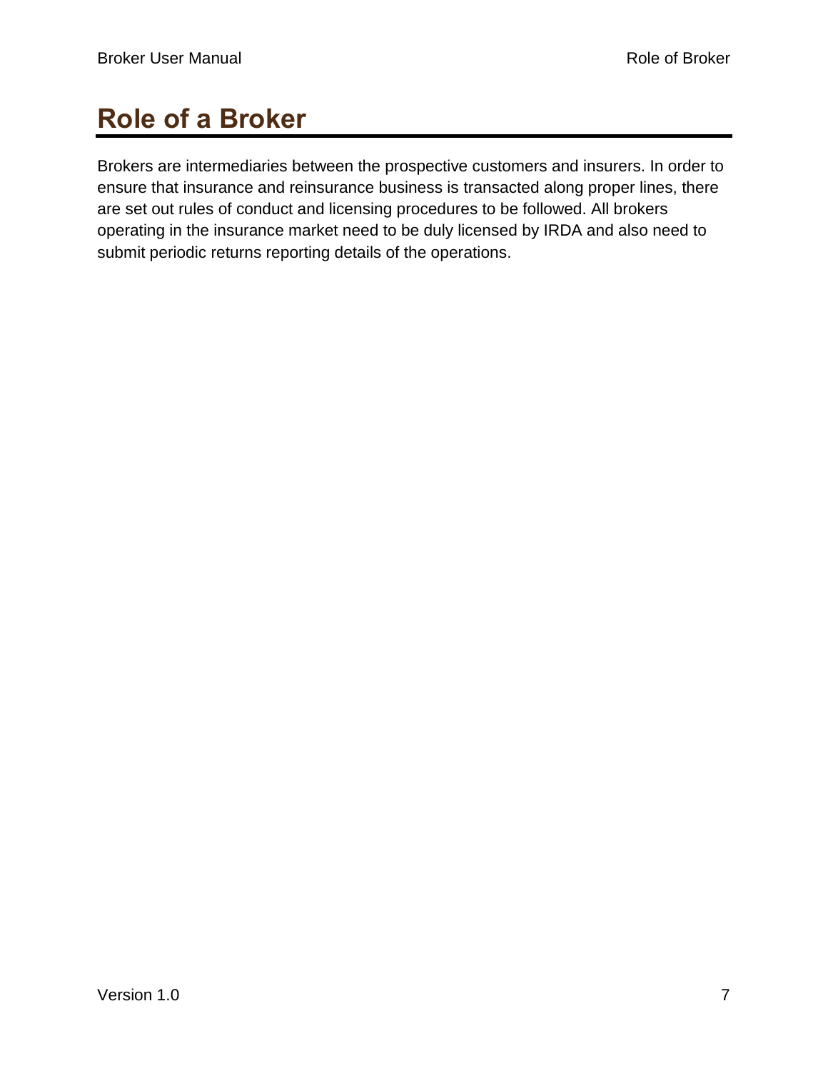# Role of a Broker

Brokers are intermediaries between the prospective customers and insurers. In order to ensure that insurance and reinsurance business is transacted along proper lines, there are set out rules of conduct and licensing procedures to be followed. All brokers operating in the insurance market need to be duly licensed by IRDA and also need to submit periodic returns reporting details of the operations.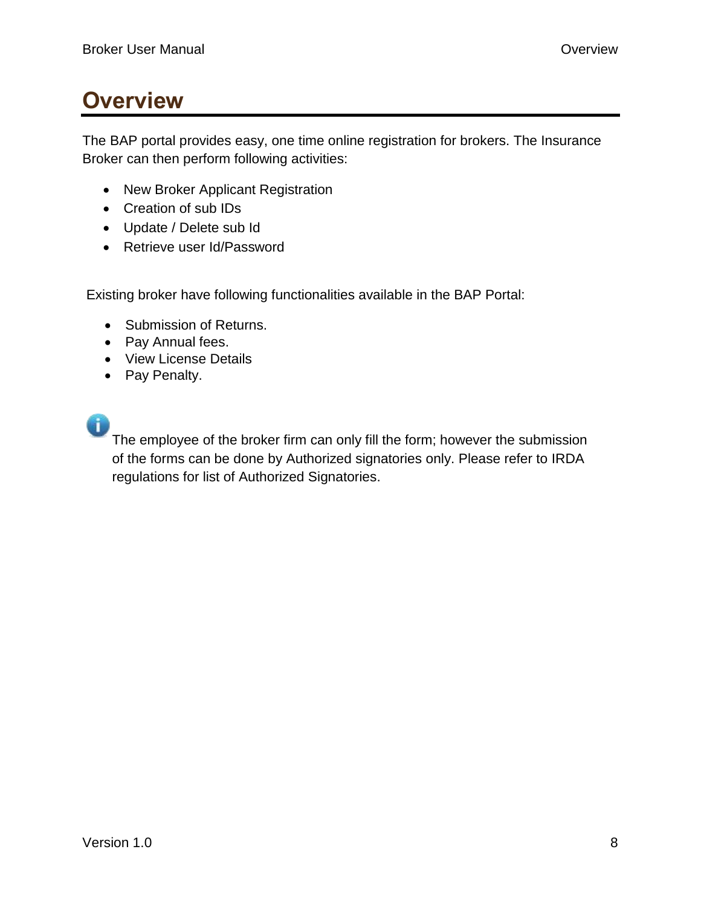# Overview

The BAP portal provides easy, one time online registration for brokers. The Insurance Broker can then perform following activities:

- New Broker Applicant Registration
- Creation of sub IDs
- Update / Delete sub Id
- Retrieve user Id/Password

Existing broker have following functionalities available in the BAP Portal:

- Submission of Returns.
- Pay Annual fees.
- View License Details
- Pay Penalty.

The employee of the broker firm can only fill the form; however the submission of the forms can be done by Authorized signatories only. Please refer to IRDA regulations for list of Authorized Signatories.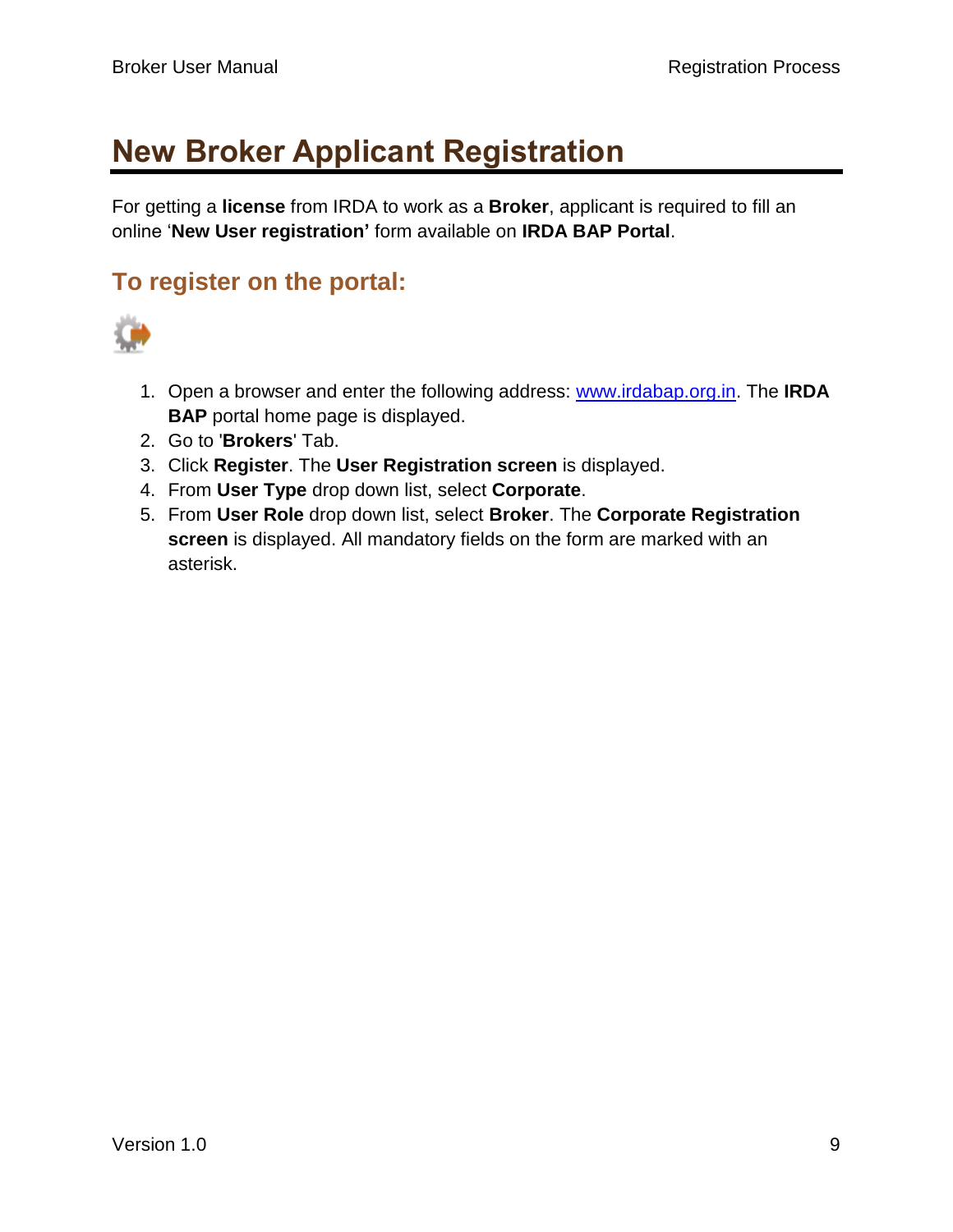# New Broker Applicant Registration

For getting a **license** from IRDA to work as a **Broker**, applicant is required to fill an online '**New User registration'** form available on **IRDA BAP Portal**.

## To register on the portal:

1. Open a browser and enter the following address: www.irdabap.org.in. The **IRDA BAP** portal home page is displayed.
2. Go to '**Brokers**' Tab.
3. Click **Register**. The **User Registration screen** is displayed.
4. From **User Type** drop down list, select **Corporate**.
5. From **User Role** drop down list, select **Broker**. The **Corporate Registration screen** is displayed. All mandatory fields on the form are marked with an asterisk.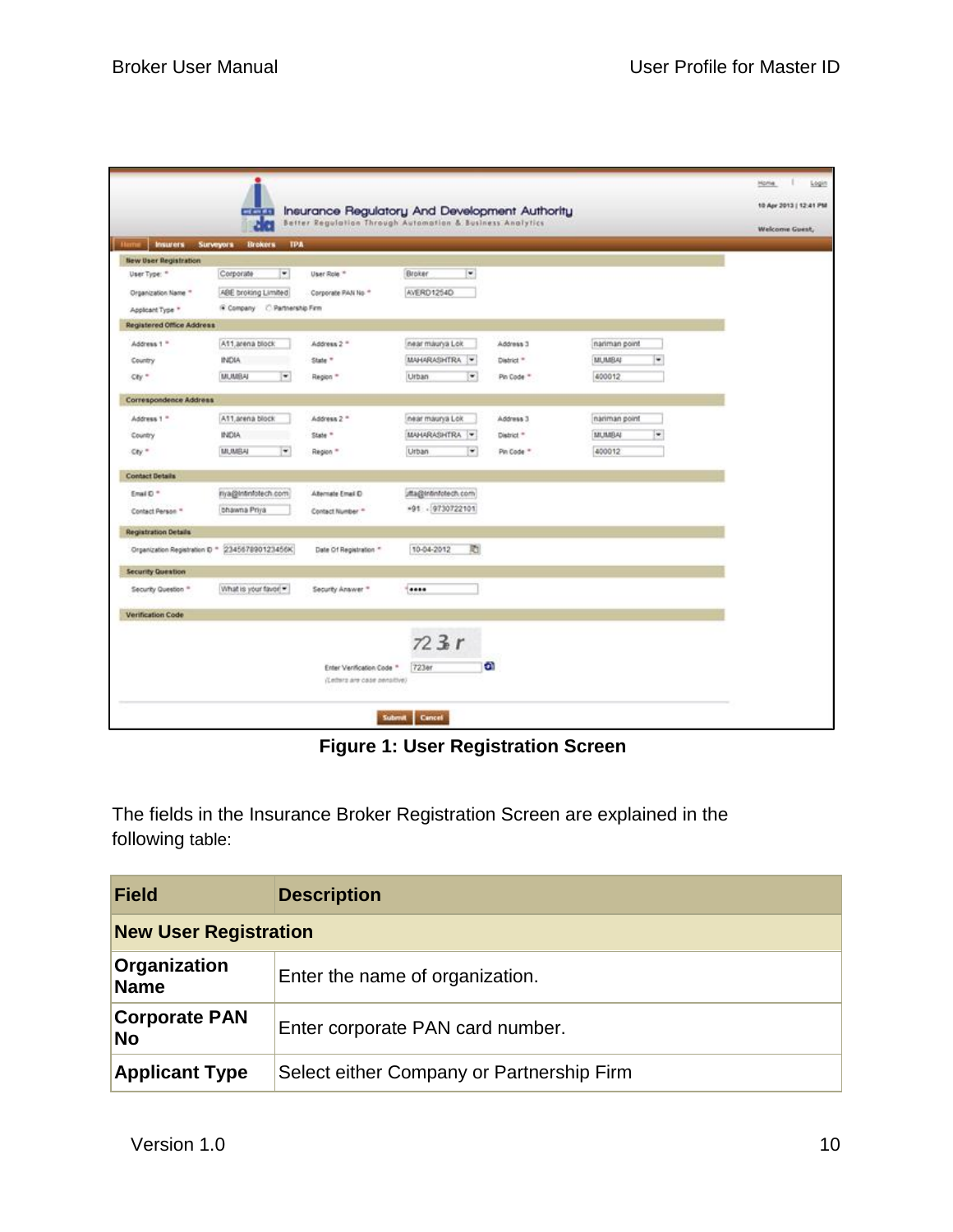**Figure 1: User Registration Screen**

The fields in the Insurance Broker Registration Screen are explained in the following table:

| Field | Description |
|---|---|
| **New User Registration** | |
| **Organization Name** | Enter the name of organization. |
| **Corporate PAN No** | Enter corporate PAN card number. |
| **Applicant Type** | Select either Company or Partnership Firm |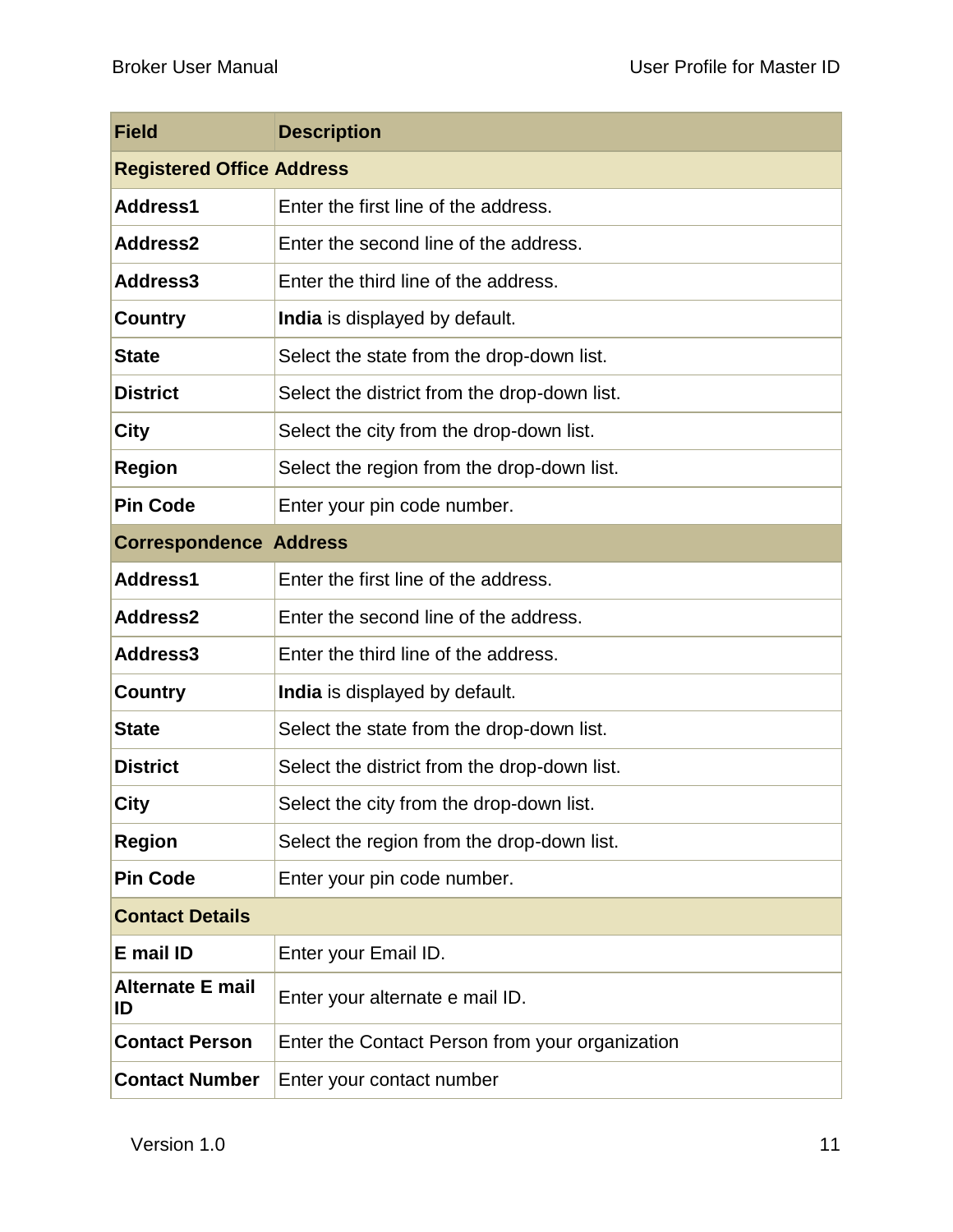| Field | Description |
|---|---|
| **Registered Office Address** | |
| **Address1** | Enter the first line of the address. |
| **Address2** | Enter the second line of the address. |
| **Address3** | Enter the third line of the address. |
| **Country** | **India** is displayed by default. |
| **State** | Select the state from the drop-down list. |
| **District** | Select the district from the drop-down list. |
| **City** | Select the city from the drop-down list. |
| **Region** | Select the region from the drop-down list. |
| **Pin Code** | Enter your pin code number. |
| **Correspondence Address** | |
| **Address1** | Enter the first line of the address. |
| **Address2** | Enter the second line of the address. |
| **Address3** | Enter the third line of the address. |
| **Country** | **India** is displayed by default. |
| **State** | Select the state from the drop-down list. |
| **District** | Select the district from the drop-down list. |
| **City** | Select the city from the drop-down list. |
| **Region** | Select the region from the drop-down list. |
| **Pin Code** | Enter your pin code number. |
| **Contact Details** | |
| **E mail ID** | Enter your Email ID. |
| **Alternate E mail ID** | Enter your alternate e mail ID. |
| **Contact Person** | Enter the Contact Person from your organization |
| **Contact Number** | Enter your contact number |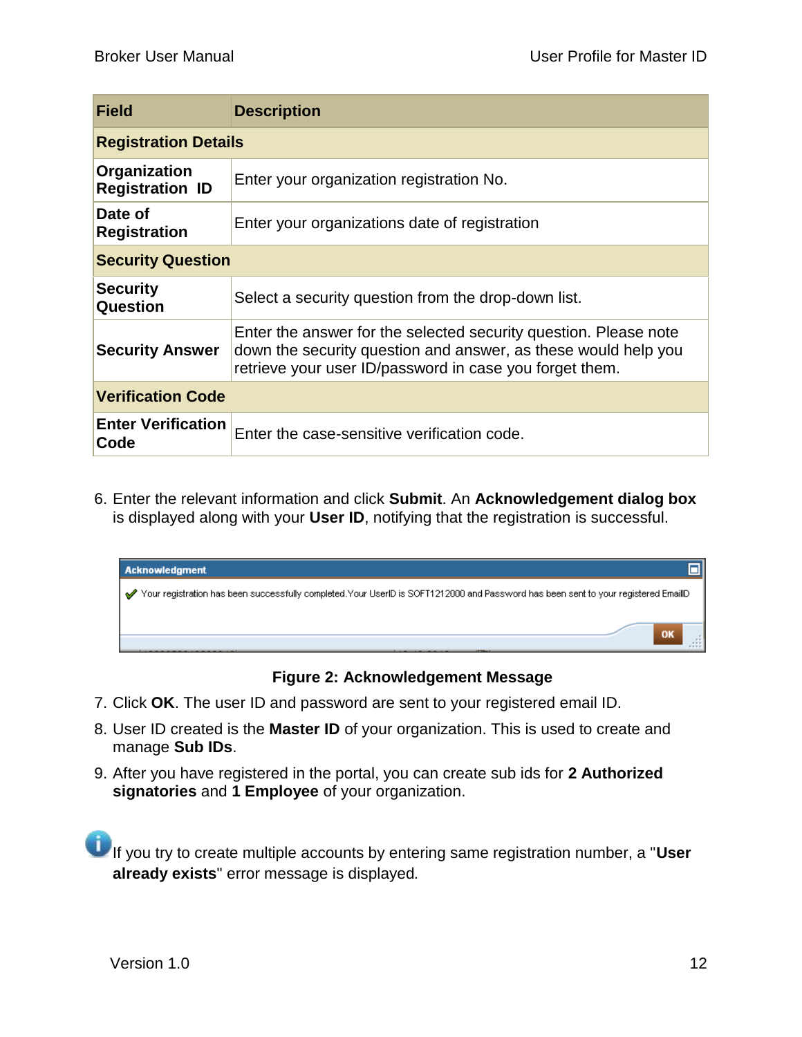| Field | Description |
|---|---|
| **Registration Details** | |
| **Organization Registration ID** | Enter your organization registration No. |
| **Date of Registration** | Enter your organizations date of registration |
| **Security Question** | |
| **Security Question** | Select a security question from the drop-down list. |
| **Security Answer** | Enter the answer for the selected security question. Please note down the security question and answer, as these would help you retrieve your user ID/password in case you forget them. |
| **Verification Code** | |
| **Enter Verification Code** | Enter the case-sensitive verification code. |

6. Enter the relevant information and click **Submit**. An **Acknowledgement dialog box** is displayed along with your **User ID**, notifying that the registration is successful.

**Figure 2: Acknowledgement Message**

7. Click **OK**. The user ID and password are sent to your registered email ID.
8. User ID created is the **Master ID** of your organization. This is used to create and manage **Sub IDs**.
9. After you have registered in the portal, you can create sub ids for **2 Authorized signatories** and **1 Employee** of your organization.

If you try to create multiple accounts by entering same registration number, a "**User already exists**" error message is displayed.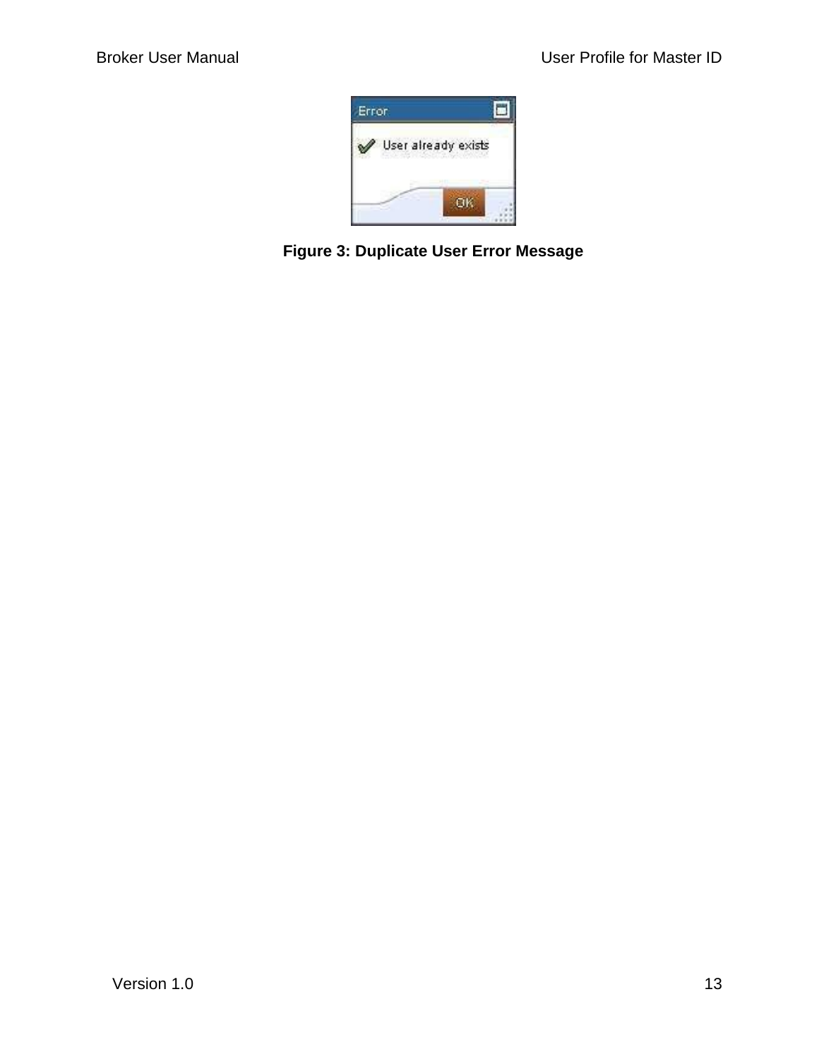**Figure 3: Duplicate User Error Message**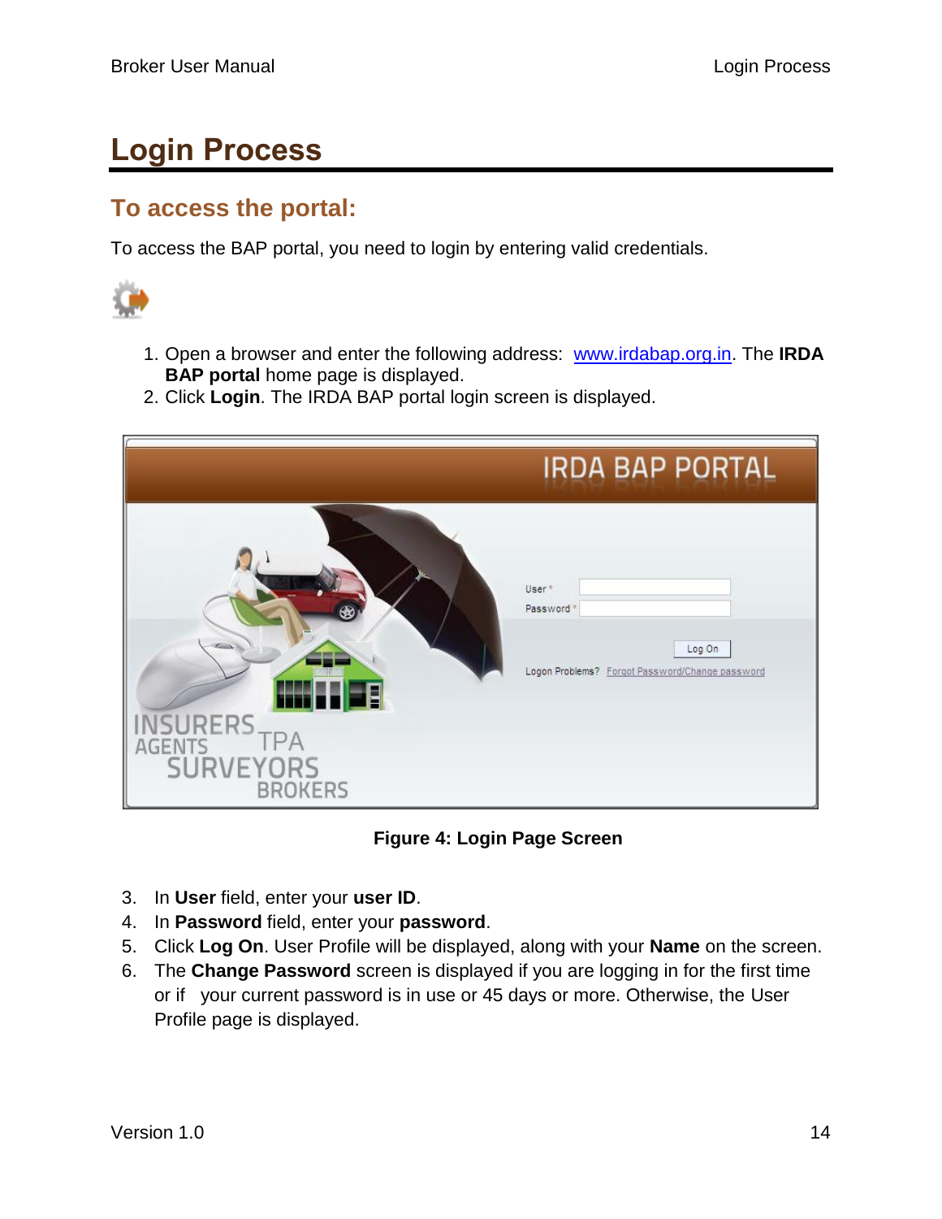# Login Process

## To access the portal:

To access the BAP portal, you need to login by entering valid credentials.

1. Open a browser and enter the following address: [www.irdabap.org.in](http://www.irdabap.org.in). The **IRDA BAP portal** home page is displayed.
2. Click **Login**. The IRDA BAP portal login screen is displayed.

**Figure 4: Login Page Screen**

3. In **User** field, enter your **user ID**.
4. In **Password** field, enter your **password**.
5. Click **Log On**. User Profile will be displayed, along with your **Name** on the screen.
6. The **Change Password** screen is displayed if you are logging in for the first time or if your current password is in use or 45 days or more. Otherwise, the User Profile page is displayed.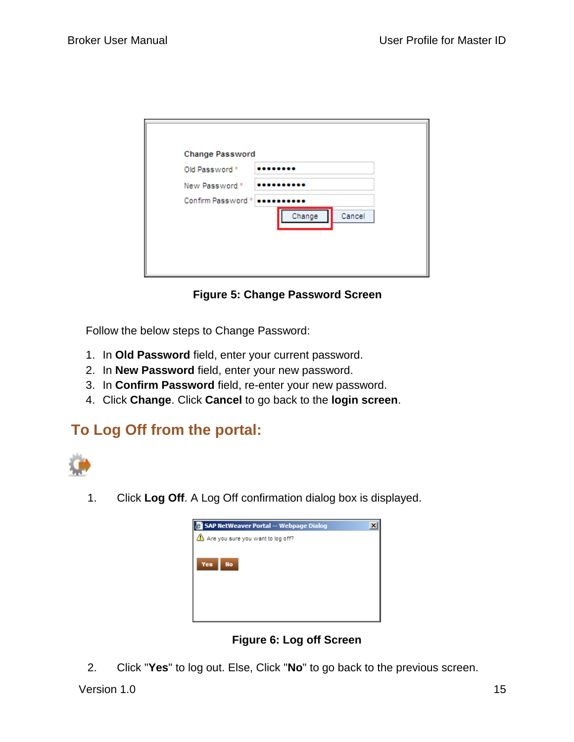Figure 5: Change Password Screen

Follow the below steps to Change Password:

1. In **Old Password** field, enter your current password.
2. In **New Password** field, enter your new password.
3. In **Confirm Password** field, re-enter your new password.
4. Click **Change**. Click **Cancel** to go back to the **login screen**.

## To Log Off from the portal:

1. Click **Log Off**. A Log Off confirmation dialog box is displayed.

Figure 6: Log off Screen

2. Click "**Yes**" to log out. Else, Click "**No**" to go back to the previous screen.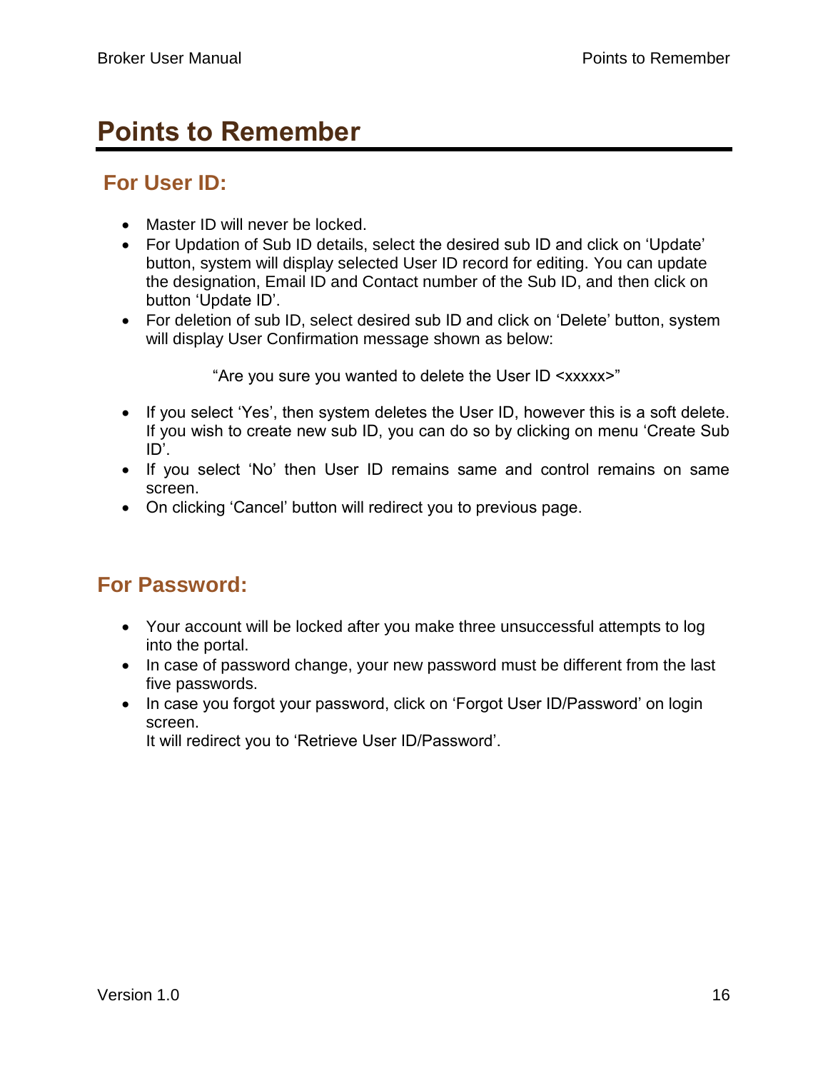# Points to Remember

## For User ID:

- Master ID will never be locked.
- For Updation of Sub ID details, select the desired sub ID and click on 'Update' button, system will display selected User ID record for editing. You can update the designation, Email ID and Contact number of the Sub ID, and then click on button 'Update ID'.
- For deletion of sub ID, select desired sub ID and click on 'Delete' button, system will display User Confirmation message shown as below:

  "Are you sure you wanted to delete the User ID <xxxxx>"

- If you select 'Yes', then system deletes the User ID, however this is a soft delete. If you wish to create new sub ID, you can do so by clicking on menu 'Create Sub ID'.
- If you select 'No' then User ID remains same and control remains on same screen.
- On clicking 'Cancel' button will redirect you to previous page.

## For Password:

- Your account will be locked after you make three unsuccessful attempts to log into the portal.
- In case of password change, your new password must be different from the last five passwords.
- In case you forgot your password, click on 'Forgot User ID/Password' on login screen.
  It will redirect you to 'Retrieve User ID/Password'.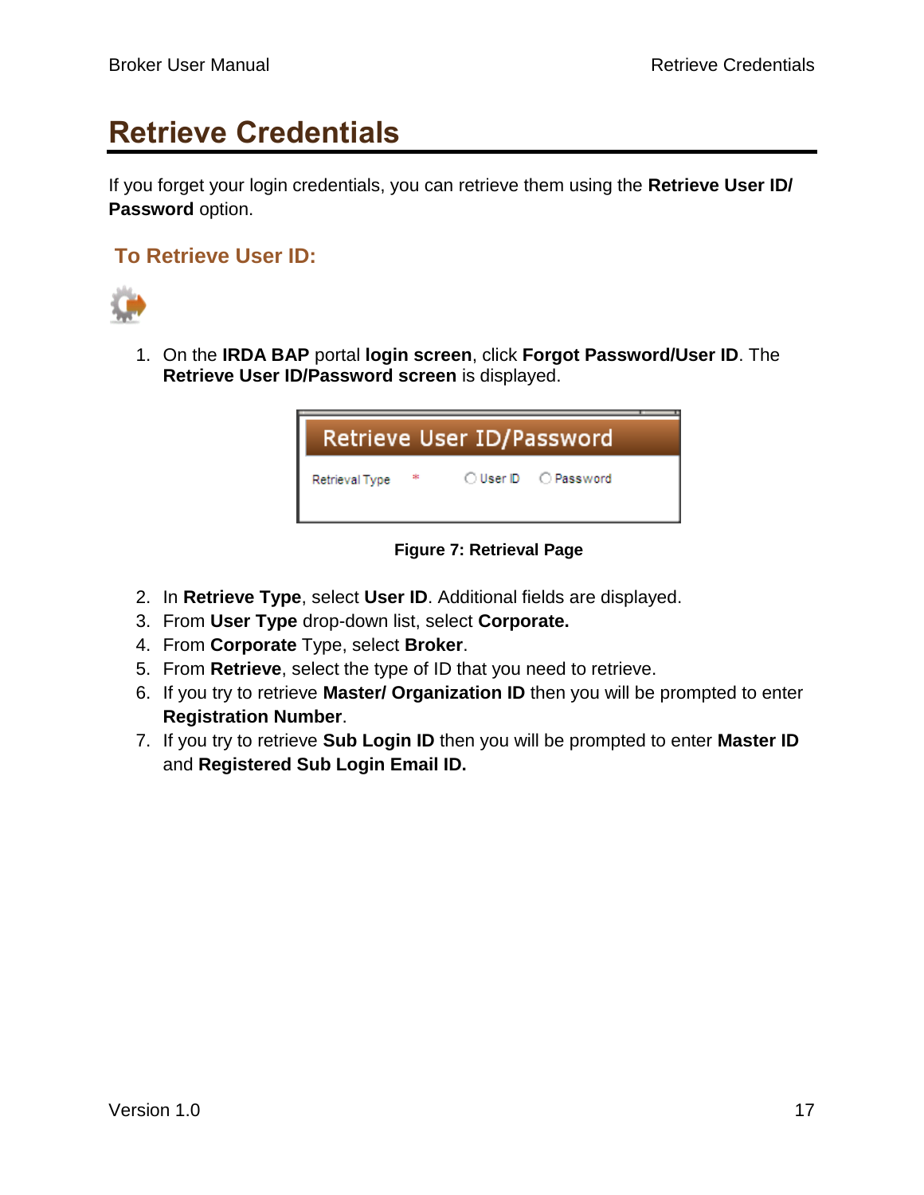# Retrieve Credentials

If you forget your login credentials, you can retrieve them using the **Retrieve User ID/ Password** option.

## To Retrieve User ID:

1. On the **IRDA BAP** portal **login screen**, click **Forgot Password/User ID**. The **Retrieve User ID/Password screen** is displayed.

**Figure 7: Retrieval Page**

2. In **Retrieve Type**, select **User ID**. Additional fields are displayed.
3. From **User Type** drop-down list, select **Corporate.**
4. From **Corporate** Type, select **Broker**.
5. From **Retrieve**, select the type of ID that you need to retrieve.
6. If you try to retrieve **Master/ Organization ID** then you will be prompted to enter **Registration Number**.
7. If you try to retrieve **Sub Login ID** then you will be prompted to enter **Master ID** and **Registered Sub Login Email ID.**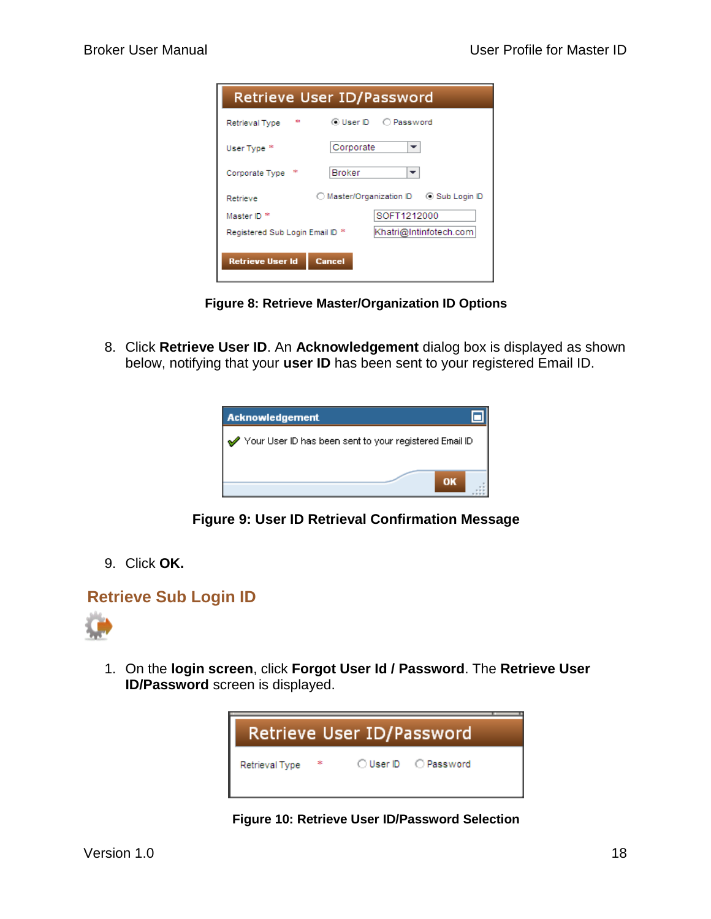**Figure 8: Retrieve Master/Organization ID Options**

8. Click **Retrieve User ID**. An **Acknowledgement** dialog box is displayed as shown below, notifying that your **user ID** has been sent to your registered Email ID.

**Figure 9: User ID Retrieval Confirmation Message**

9. Click **OK.**

## Retrieve Sub Login ID

1. On the **login screen**, click **Forgot User Id / Password**. The **Retrieve User ID/Password** screen is displayed.

**Figure 10: Retrieve User ID/Password Selection**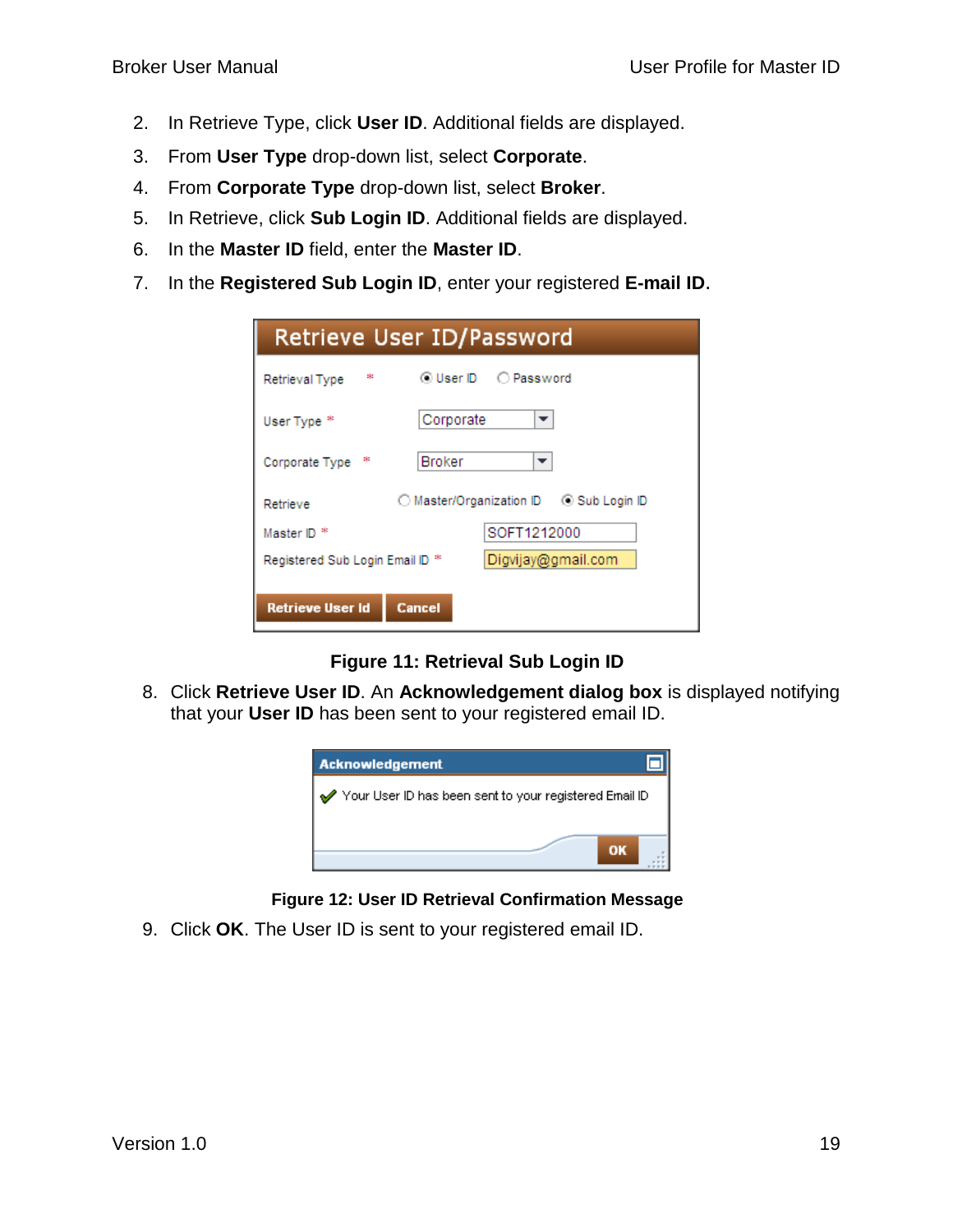2. In Retrieve Type, click **User ID**. Additional fields are displayed.
3. From **User Type** drop-down list, select **Corporate**.
4. From **Corporate Type** drop-down list, select **Broker**.
5. In Retrieve, click **Sub Login ID**. Additional fields are displayed.
6. In the **Master ID** field, enter the **Master ID**.
7. In the **Registered Sub Login ID**, enter your registered **E-mail ID**.

**Figure 11: Retrieval Sub Login ID**

8. Click **Retrieve User ID**. An **Acknowledgement dialog box** is displayed notifying that your **User ID** has been sent to your registered email ID.

**Figure 12: User ID Retrieval Confirmation Message**

9. Click **OK**. The User ID is sent to your registered email ID.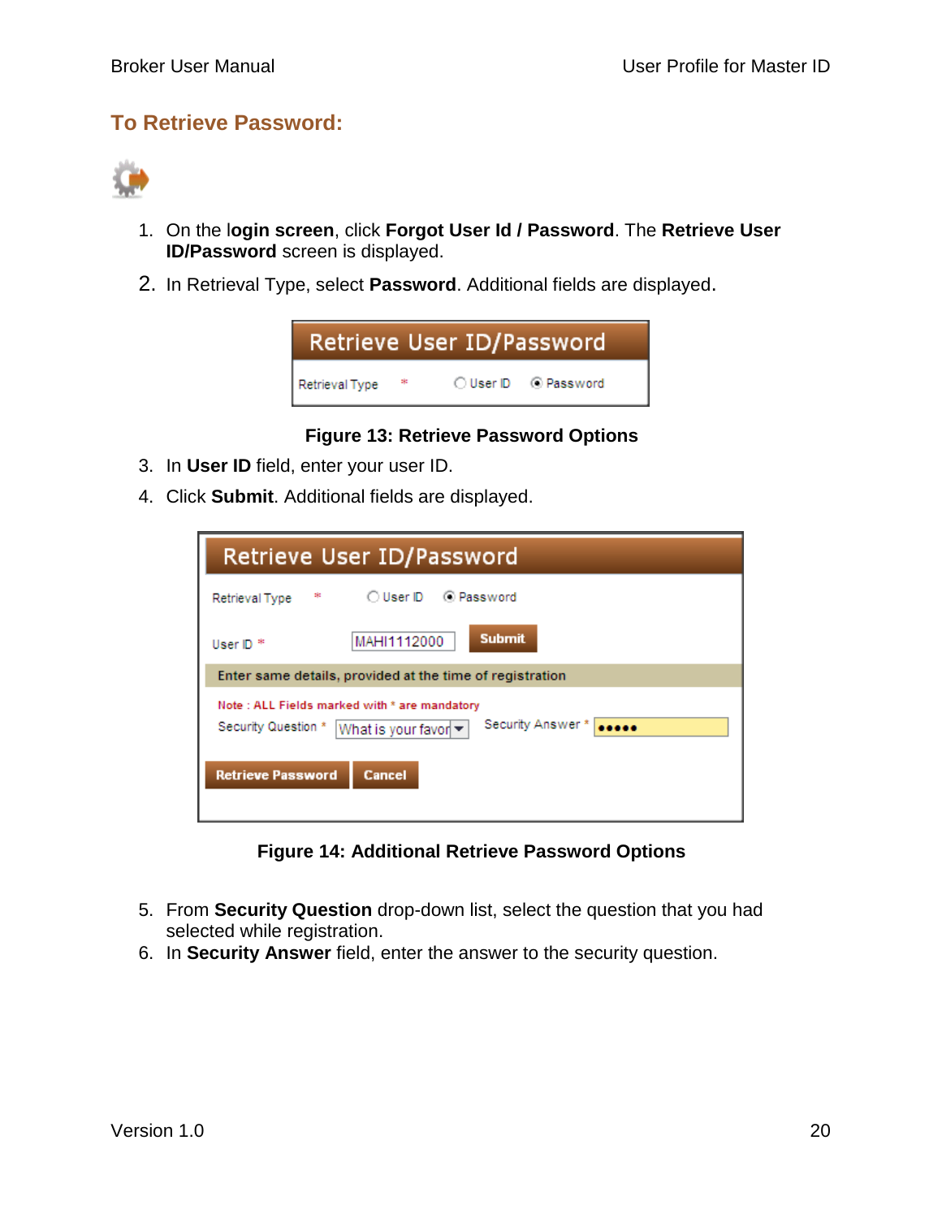## To Retrieve Password:

1. On the **login screen**, click **Forgot User Id / Password**. The **Retrieve User ID/Password** screen is displayed.
2. In Retrieval Type, select **Password**. Additional fields are displayed.

**Figure 13: Retrieve Password Options**

3. In **User ID** field, enter your user ID.
4. Click **Submit**. Additional fields are displayed.

**Figure 14: Additional Retrieve Password Options**

5. From **Security Question** drop-down list, select the question that you had selected while registration.
6. In **Security Answer** field, enter the answer to the security question.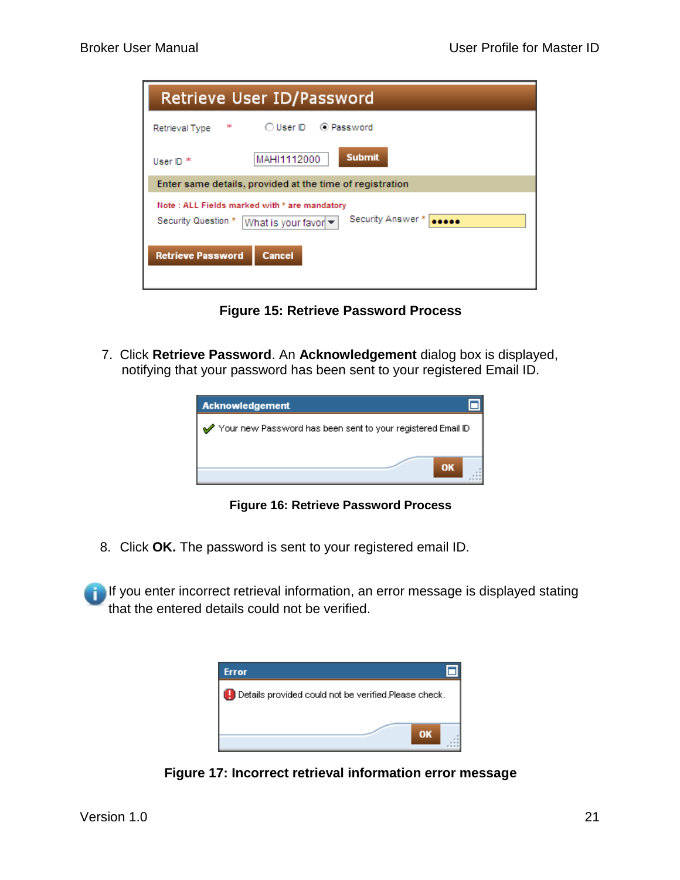Figure 15: Retrieve Password Process

7. Click **Retrieve Password**. An **Acknowledgement** dialog box is displayed, notifying that your password has been sent to your registered Email ID.

Figure 16: Retrieve Password Process

8. Click **OK.** The password is sent to your registered email ID.

If you enter incorrect retrieval information, an error message is displayed stating that the entered details could not be verified.

Figure 17: Incorrect retrieval information error message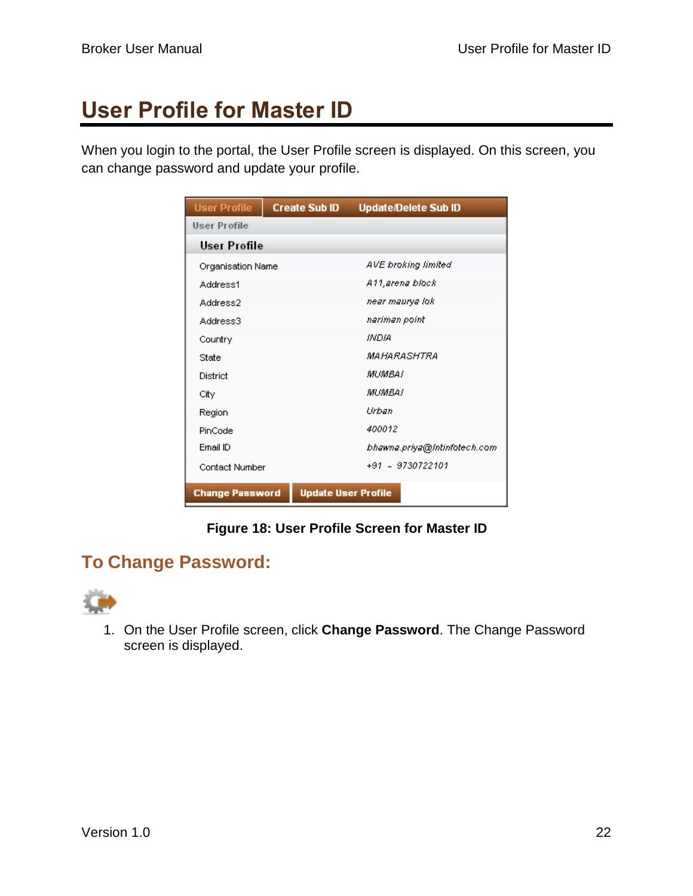# User Profile for Master ID

When you login to the portal, the User Profile screen is displayed. On this screen, you can change password and update your profile.

Figure 18: User Profile Screen for Master ID

## To Change Password:

1. On the User Profile screen, click **Change Password**. The Change Password screen is displayed.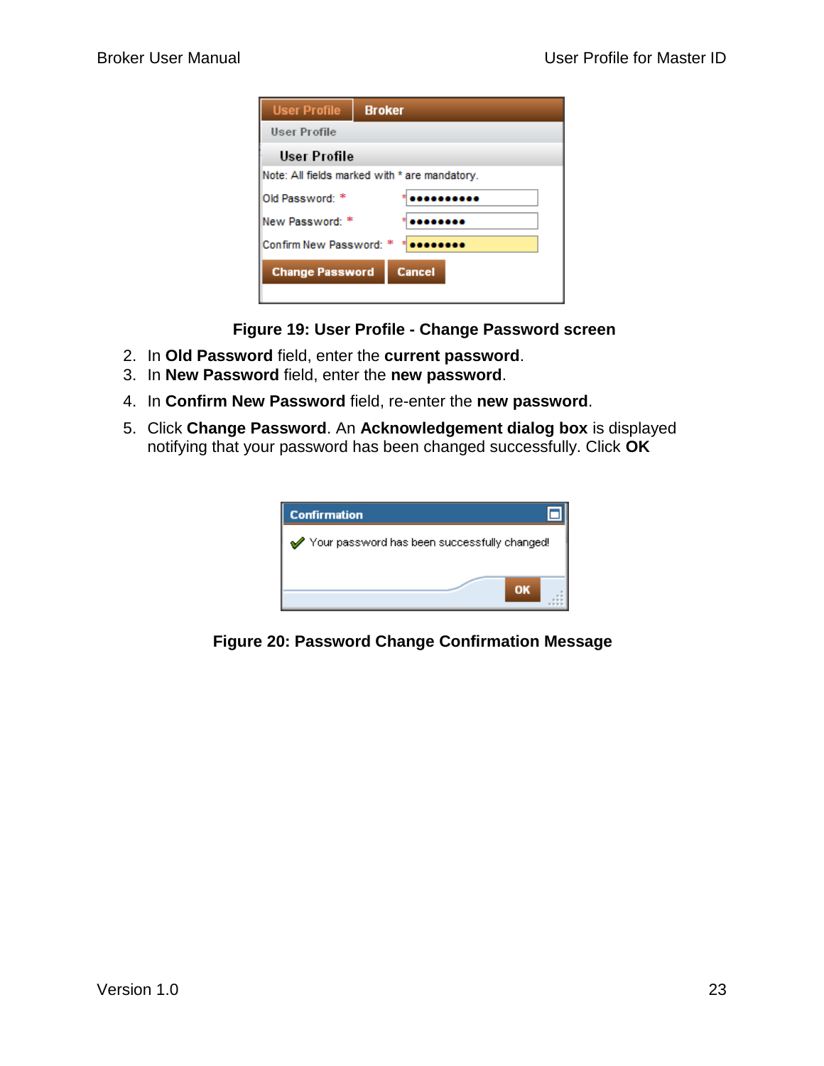**Figure 19: User Profile - Change Password screen**

2. In **Old Password** field, enter the **current password**.
3. In **New Password** field, enter the **new password**.
4. In **Confirm New Password** field, re-enter the **new password**.
5. Click **Change Password**. An **Acknowledgement dialog box** is displayed notifying that your password has been changed successfully. Click **OK**

**Figure 20: Password Change Confirmation Message**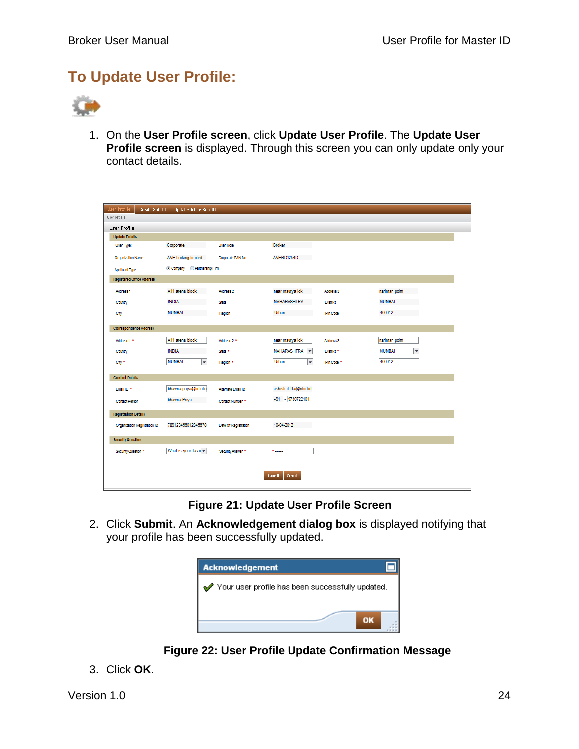# To Update User Profile:

1. On the **User Profile screen**, click **Update User Profile**. The **Update User Profile screen** is displayed. Through this screen you can only update only your contact details.

**Figure 21: Update User Profile Screen**

2. Click **Submit**. An **Acknowledgement dialog box** is displayed notifying that your profile has been successfully updated.

**Figure 22: User Profile Update Confirmation Message**

3. Click **OK**.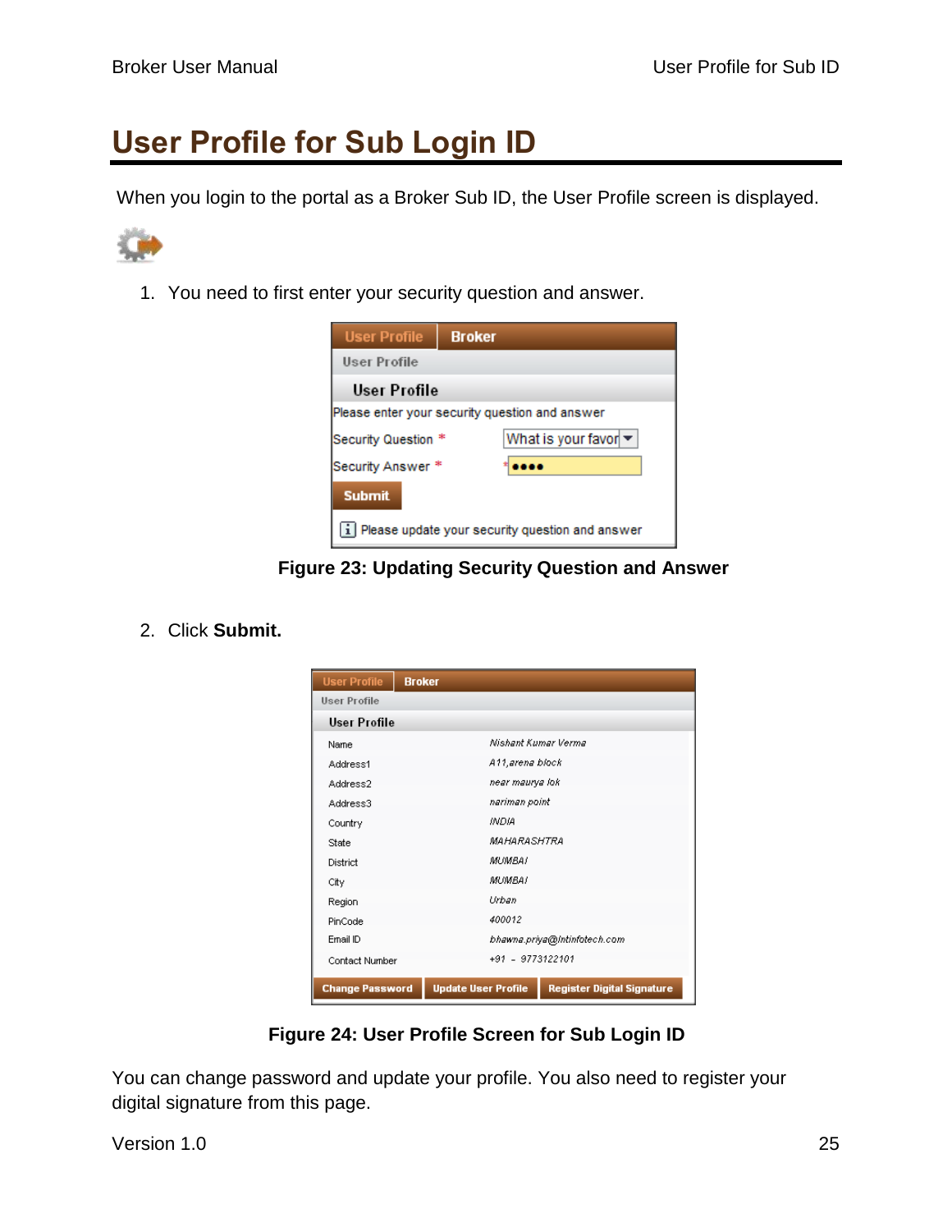# User Profile for Sub Login ID

When you login to the portal as a Broker Sub ID, the User Profile screen is displayed.

1. You need to first enter your security question and answer.

Figure 23: Updating Security Question and Answer

2. Click **Submit.**

Figure 24: User Profile Screen for Sub Login ID

You can change password and update your profile. You also need to register your digital signature from this page.

Version 1.0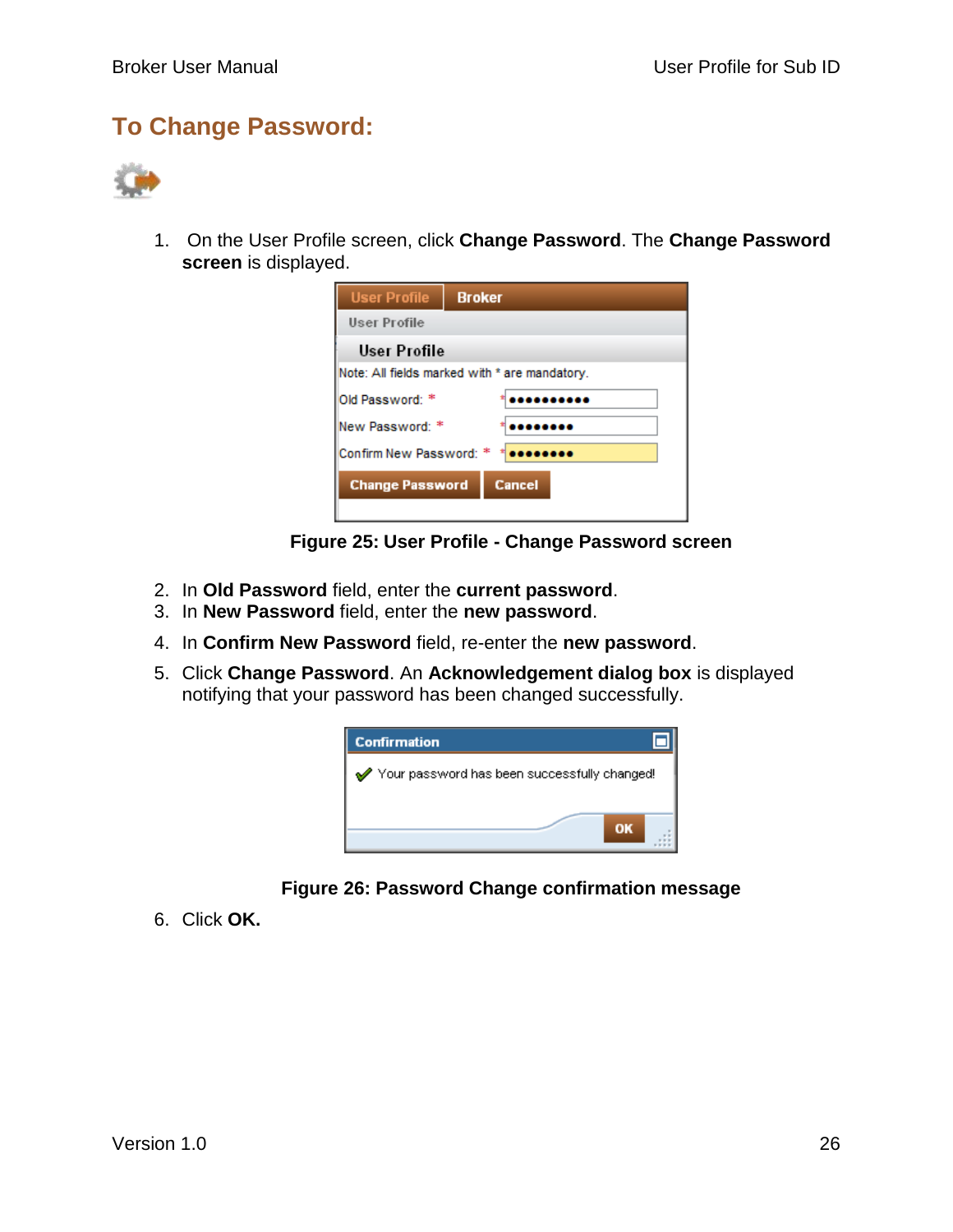## To Change Password:

1. On the User Profile screen, click **Change Password**. The **Change Password screen** is displayed.

Figure 25: User Profile - Change Password screen

2. In **Old Password** field, enter the **current password**.
3. In **New Password** field, enter the **new password**.
4. In **Confirm New Password** field, re-enter the **new password**.
5. Click **Change Password**. An **Acknowledgement dialog box** is displayed notifying that your password has been changed successfully.

Figure 26: Password Change confirmation message

6. Click **OK.**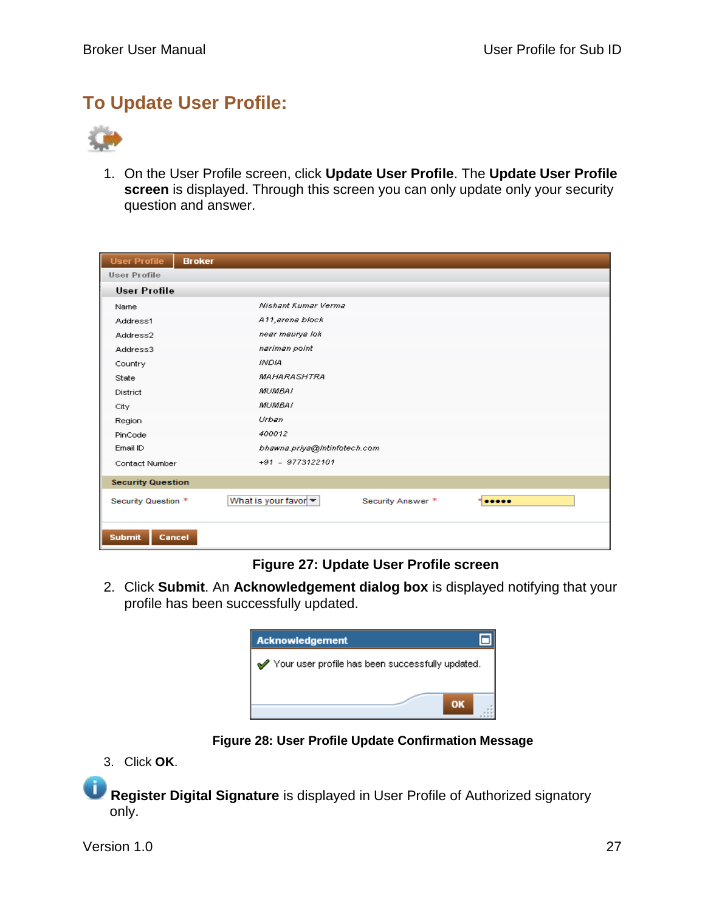## To Update User Profile:

1. On the User Profile screen, click **Update User Profile**. The **Update User Profile screen** is displayed. Through this screen you can only update only your security question and answer.

**Figure 27: Update User Profile screen**

2. Click **Submit**. An **Acknowledgement dialog box** is displayed notifying that your profile has been successfully updated.

**Figure 28: User Profile Update Confirmation Message**

3. Click **OK**.

**Register Digital Signature** is displayed in User Profile of Authorized signatory only.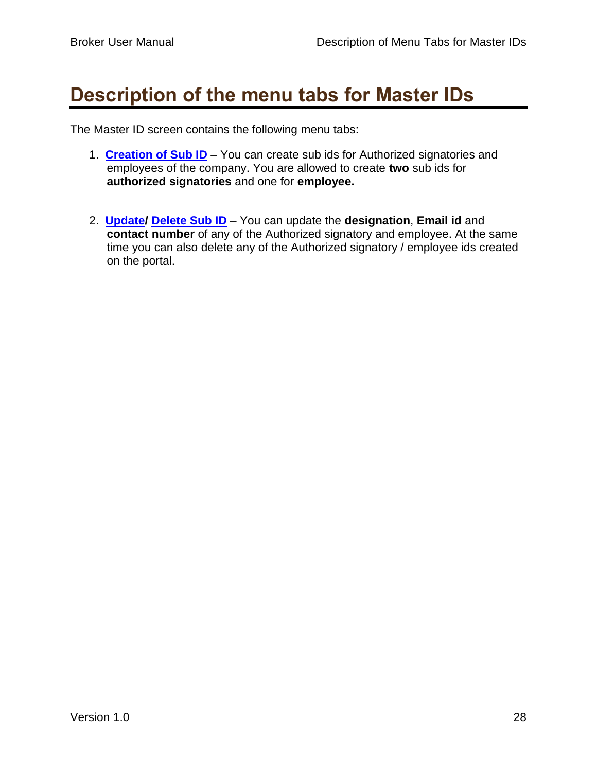# Description of the menu tabs for Master IDs

The Master ID screen contains the following menu tabs:

1. **Creation of Sub ID** – You can create sub ids for Authorized signatories and employees of the company. You are allowed to create **two** sub ids for **authorized signatories** and one for **employee.**

2. **Update/ Delete Sub ID** – You can update the **designation**, **Email id** and **contact number** of any of the Authorized signatory and employee. At the same time you can also delete any of the Authorized signatory / employee ids created on the portal.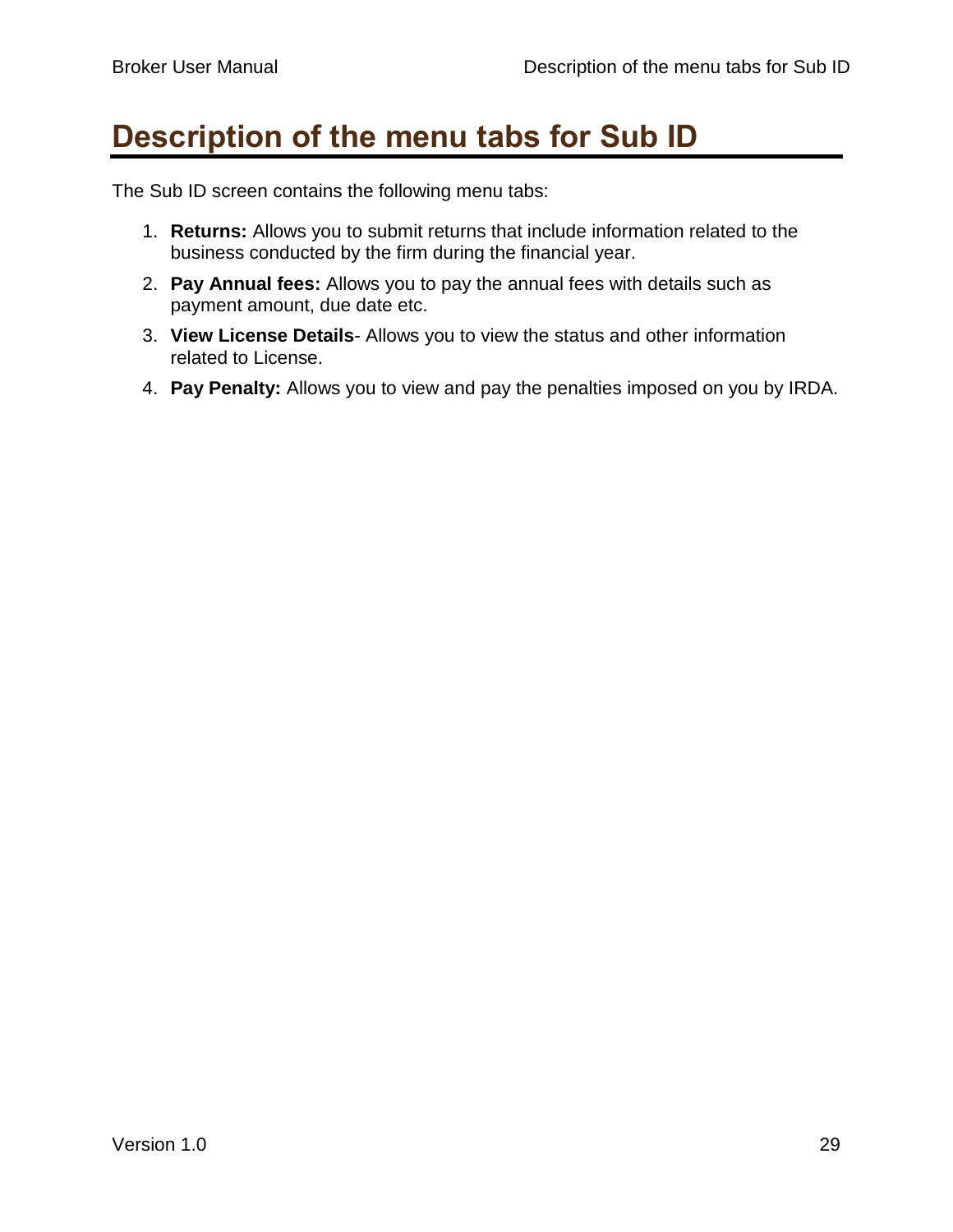# Description of the menu tabs for Sub ID

The Sub ID screen contains the following menu tabs:

1. **Returns:** Allows you to submit returns that include information related to the business conducted by the firm during the financial year.
2. **Pay Annual fees:** Allows you to pay the annual fees with details such as payment amount, due date etc.
3. **View License Details**- Allows you to view the status and other information related to License.
4. **Pay Penalty:** Allows you to view and pay the penalties imposed on you by IRDA.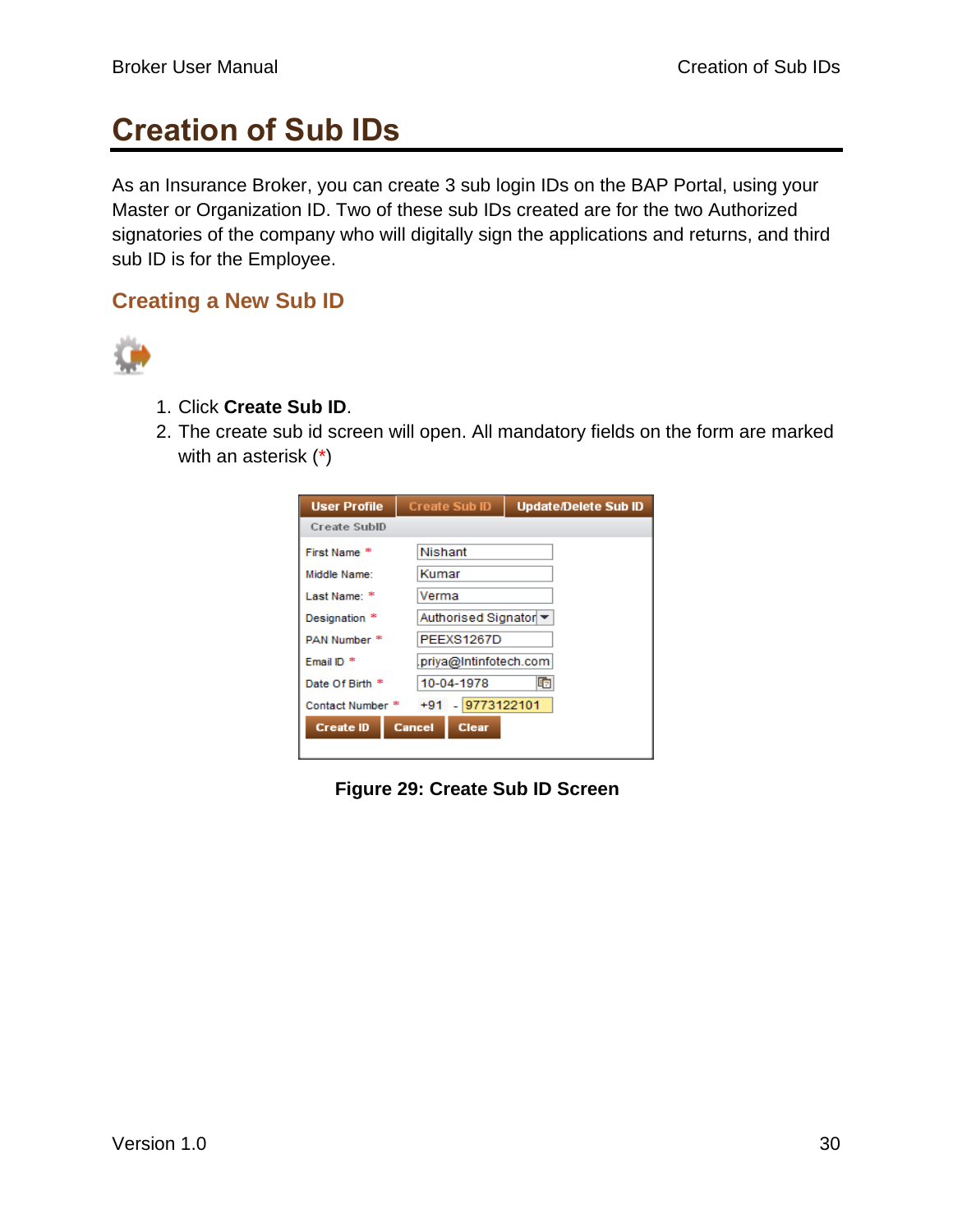# Creation of Sub IDs

As an Insurance Broker, you can create 3 sub login IDs on the BAP Portal, using your Master or Organization ID. Two of these sub IDs created are for the two Authorized signatories of the company who will digitally sign the applications and returns, and third sub ID is for the Employee.

## Creating a New Sub ID

1. Click **Create Sub ID**.
2. The create sub id screen will open. All mandatory fields on the form are marked with an asterisk (*)

**Figure 29: Create Sub ID Screen**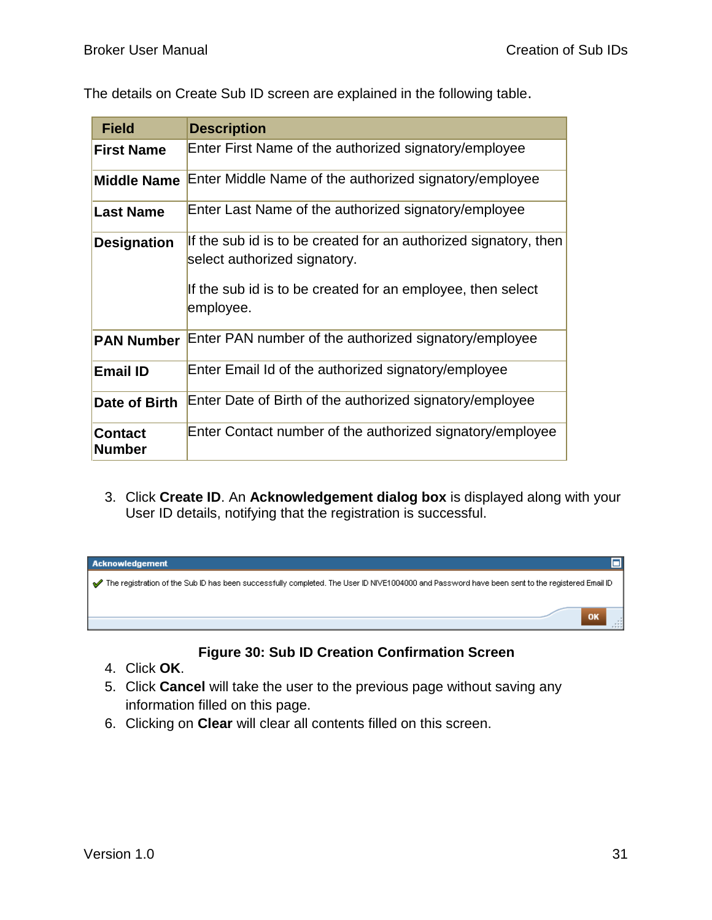The details on Create Sub ID screen are explained in the following table.

| Field | Description |
|---|---|
| **First Name** | Enter First Name of the authorized signatory/employee |
| **Middle Name** | Enter Middle Name of the authorized signatory/employee |
| **Last Name** | Enter Last Name of the authorized signatory/employee |
| **Designation** | If the sub id is to be created for an authorized signatory, then select authorized signatory. If the sub id is to be created for an employee, then select employee. |
| **PAN Number** | Enter PAN number of the authorized signatory/employee |
| **Email ID** | Enter Email Id of the authorized signatory/employee |
| **Date of Birth** | Enter Date of Birth of the authorized signatory/employee |
| **Contact Number** | Enter Contact number of the authorized signatory/employee |

3. Click **Create ID**. An **Acknowledgement dialog box** is displayed along with your User ID details, notifying that the registration is successful.

**Figure 30: Sub ID Creation Confirmation Screen**

4. Click **OK**.
5. Click **Cancel** will take the user to the previous page without saving any information filled on this page.
6. Clicking on **Clear** will clear all contents filled on this screen.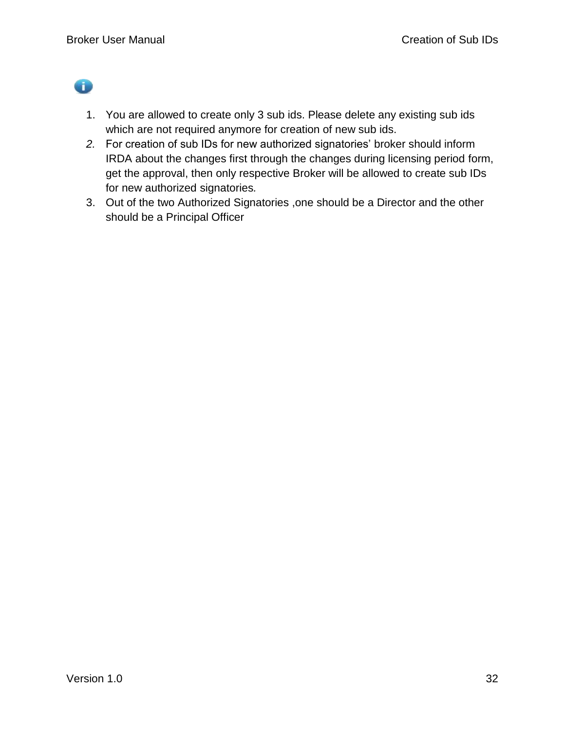1. You are allowed to create only 3 sub ids. Please delete any existing sub ids which are not required anymore for creation of new sub ids.
2. For creation of sub IDs for new authorized signatories' broker should inform IRDA about the changes first through the changes during licensing period form, get the approval, then only respective Broker will be allowed to create sub IDs for new authorized signatories.
3. Out of the two Authorized Signatories ,one should be a Director and the other should be a Principal Officer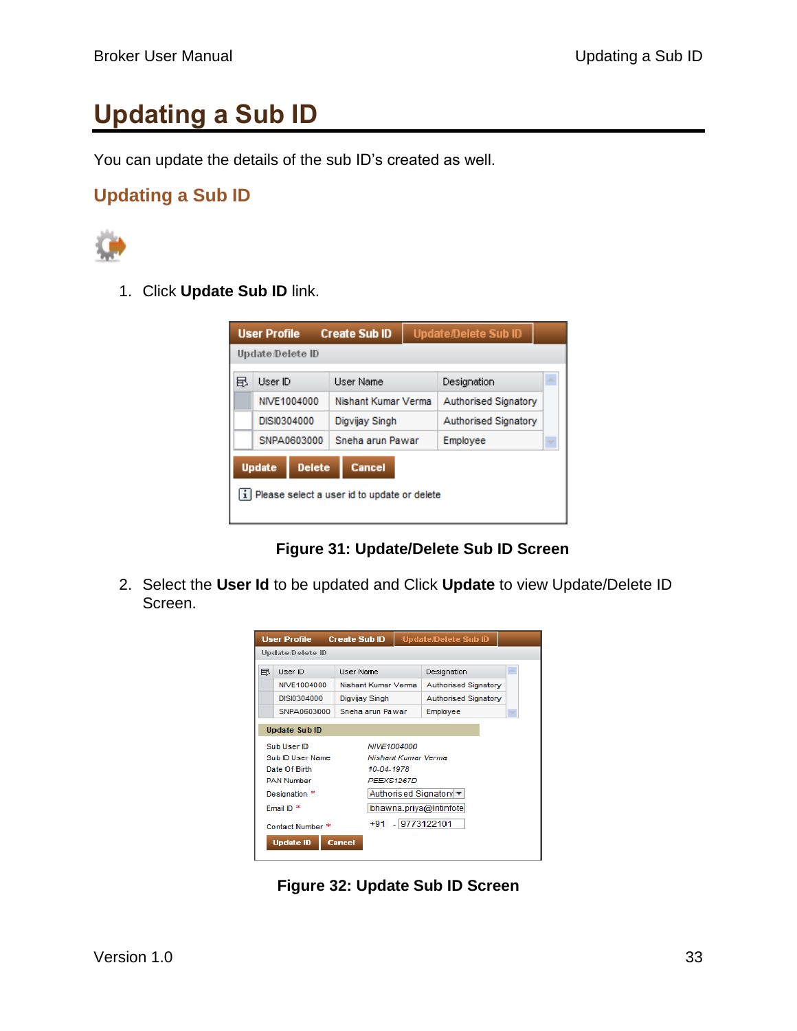# Updating a Sub ID

You can update the details of the sub ID's created as well.

## Updating a Sub ID

1. Click **Update Sub ID** link.

Figure 31: Update/Delete Sub ID Screen

2. Select the **User Id** to be updated and Click **Update** to view Update/Delete ID Screen.

Figure 32: Update Sub ID Screen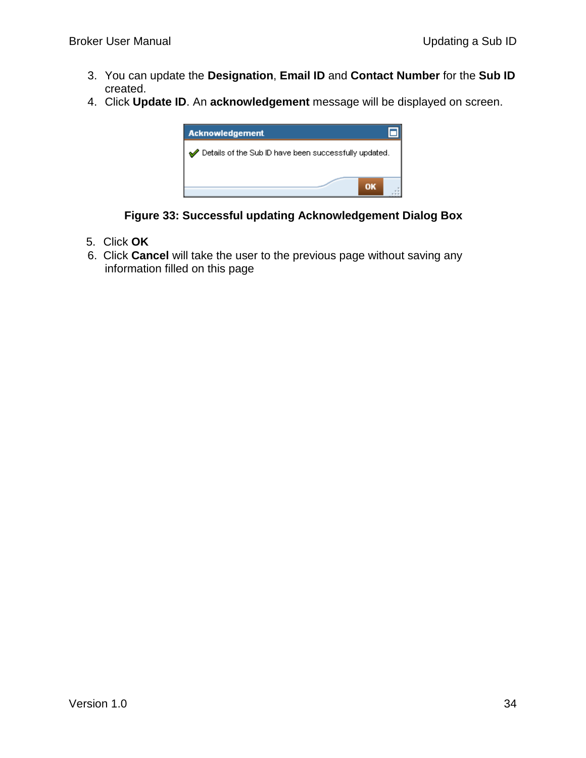3. You can update the **Designation**, **Email ID** and **Contact Number** for the **Sub ID** created.
4. Click **Update ID**. An **acknowledgement** message will be displayed on screen.

**Figure 33: Successful updating Acknowledgement Dialog Box**

5. Click **OK**
6. Click **Cancel** will take the user to the previous page without saving any information filled on this page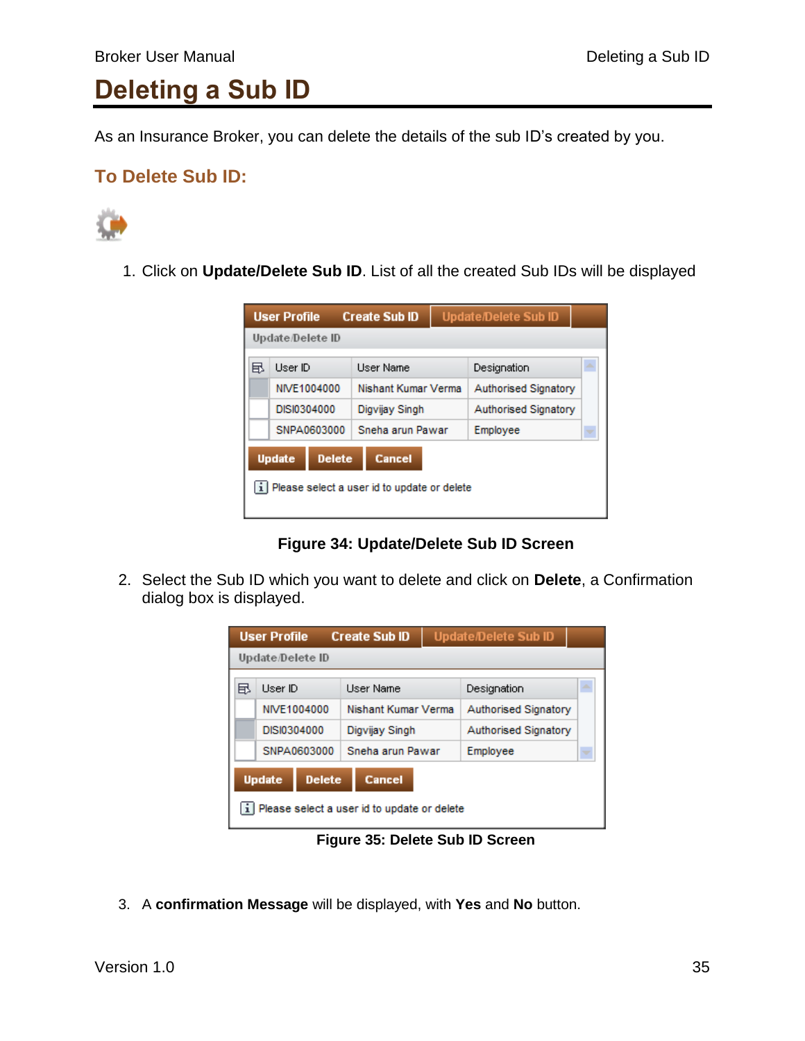# Deleting a Sub ID

As an Insurance Broker, you can delete the details of the sub ID's created by you.

## To Delete Sub ID:

1. Click on **Update/Delete Sub ID**. List of all the created Sub IDs will be displayed

**Figure 34: Update/Delete Sub ID Screen**

2. Select the Sub ID which you want to delete and click on **Delete**, a Confirmation dialog box is displayed.

**Figure 35: Delete Sub ID Screen**

3. A **confirmation Message** will be displayed, with **Yes** and **No** button.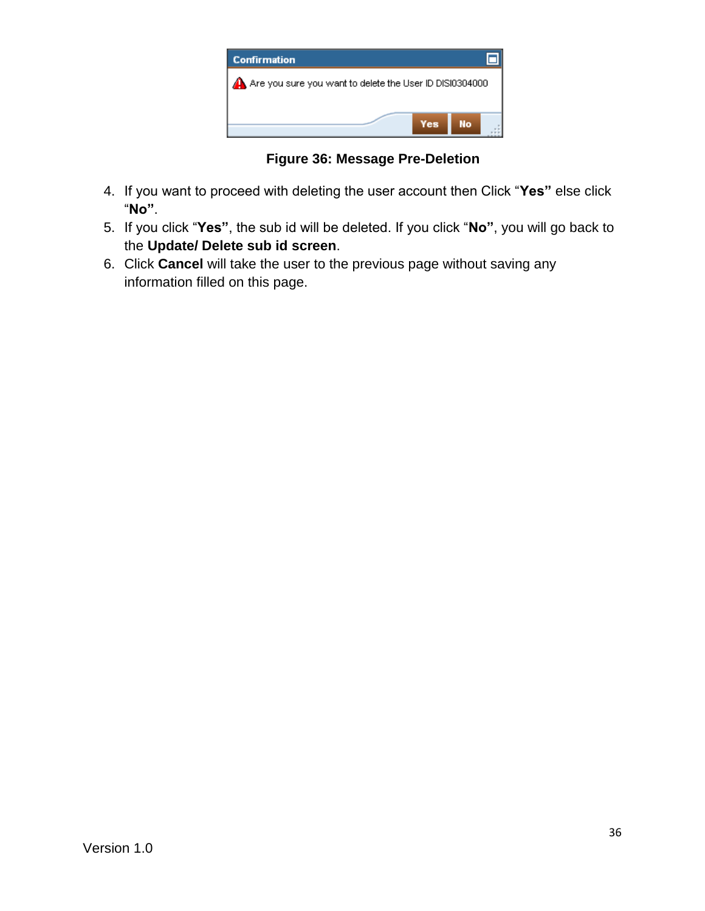**Figure 36: Message Pre-Deletion**

4. If you want to proceed with deleting the user account then Click "**Yes"** else click "**No"**.
5. If you click "**Yes"**, the sub id will be deleted. If you click "**No"**, you will go back to the **Update/ Delete sub id screen**.
6. Click **Cancel** will take the user to the previous page without saving any information filled on this page.